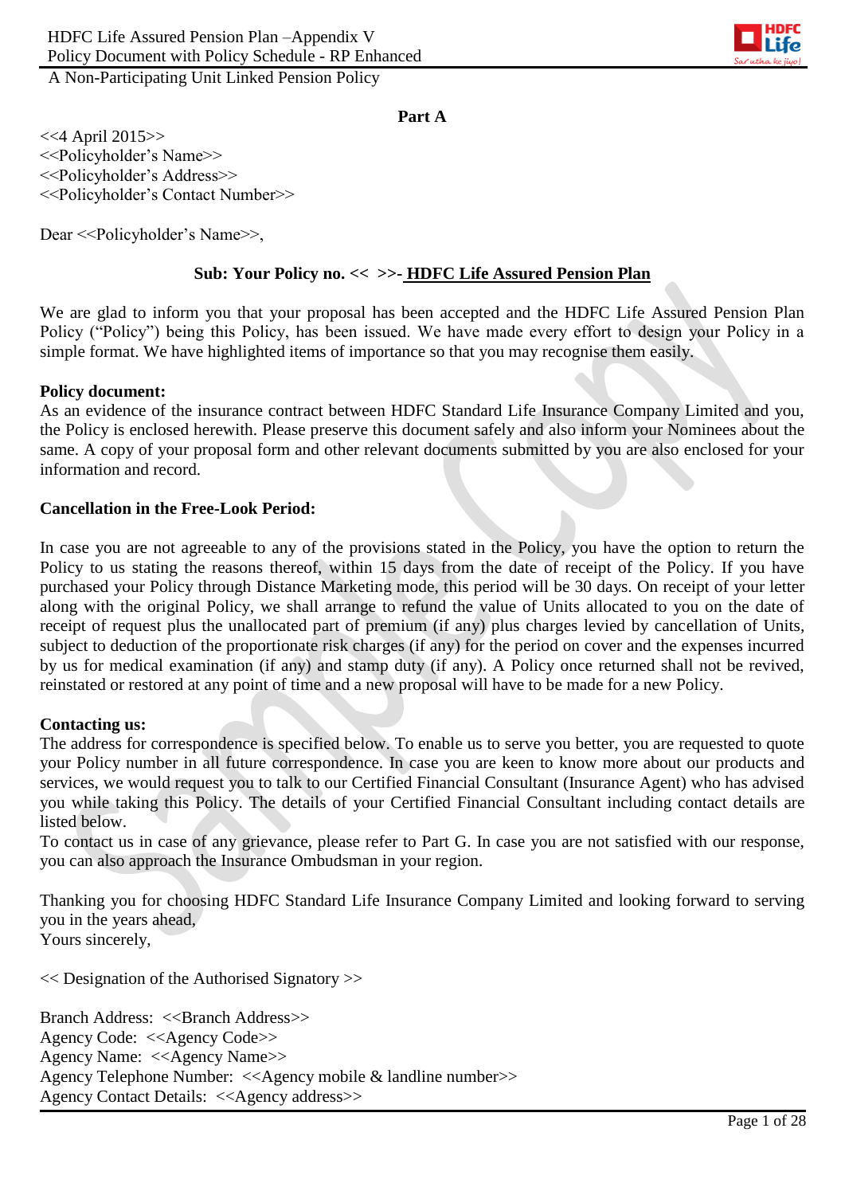A Non-Participating Unit Linked Pension Policy

## Part A

<<4 April 2015>>
<<Policyholder's Name>>
<<Policyholder's Address>>
<<Policyholder's Contact Number>>

Dear <<Policyholder's Name>>,

**Sub: Your Policy no. << >>- HDFC Life Assured Pension Plan**

We are glad to inform you that your proposal has been accepted and the HDFC Life Assured Pension Plan Policy ("Policy") being this Policy, has been issued. We have made every effort to design your Policy in a simple format. We have highlighted items of importance so that you may recognise them easily.

**Policy document:**
As an evidence of the insurance contract between HDFC Standard Life Insurance Company Limited and you, the Policy is enclosed herewith. Please preserve this document safely and also inform your Nominees about the same. A copy of your proposal form and other relevant documents submitted by you are also enclosed for your information and record.

**Cancellation in the Free-Look Period:**

In case you are not agreeable to any of the provisions stated in the Policy, you have the option to return the Policy to us stating the reasons thereof, within 15 days from the date of receipt of the Policy. If you have purchased your Policy through Distance Marketing mode, this period will be 30 days. On receipt of your letter along with the original Policy, we shall arrange to refund the value of Units allocated to you on the date of receipt of request plus the unallocated part of premium (if any) plus charges levied by cancellation of Units, subject to deduction of the proportionate risk charges (if any) for the period on cover and the expenses incurred by us for medical examination (if any) and stamp duty (if any). A Policy once returned shall not be revived, reinstated or restored at any point of time and a new proposal will have to be made for a new Policy.

**Contacting us:**
The address for correspondence is specified below. To enable us to serve you better, you are requested to quote your Policy number in all future correspondence. In case you are keen to know more about our products and services, we would request you to talk to our Certified Financial Consultant (Insurance Agent) who has advised you while taking this Policy. The details of your Certified Financial Consultant including contact details are listed below.
To contact us in case of any grievance, please refer to Part G. In case you are not satisfied with our response, you can also approach the Insurance Ombudsman in your region.

Thanking you for choosing HDFC Standard Life Insurance Company Limited and looking forward to serving you in the years ahead,
Yours sincerely,

<< Designation of the Authorised Signatory >>

Branch Address: <<Branch Address>>
Agency Code: <<Agency Code>>
Agency Name: <<Agency Name>>
Agency Telephone Number: <<Agency mobile & landline number>>
Agency Contact Details: <<Agency address>>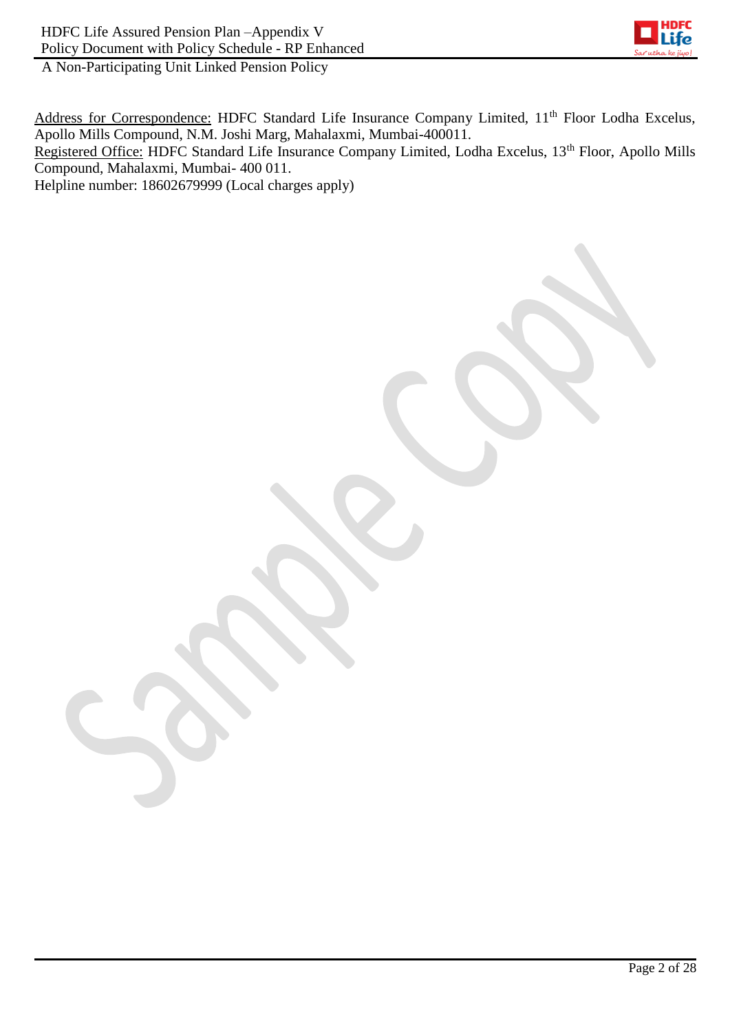Address for Correspondence: HDFC Standard Life Insurance Company Limited, 11th Floor Lodha Excelus, Apollo Mills Compound, N.M. Joshi Marg, Mahalaxmi, Mumbai-400011.
Registered Office: HDFC Standard Life Insurance Company Limited, Lodha Excelus, 13th Floor, Apollo Mills Compound, Mahalaxmi, Mumbai- 400 011.
Helpline number: 18602679999 (Local charges apply)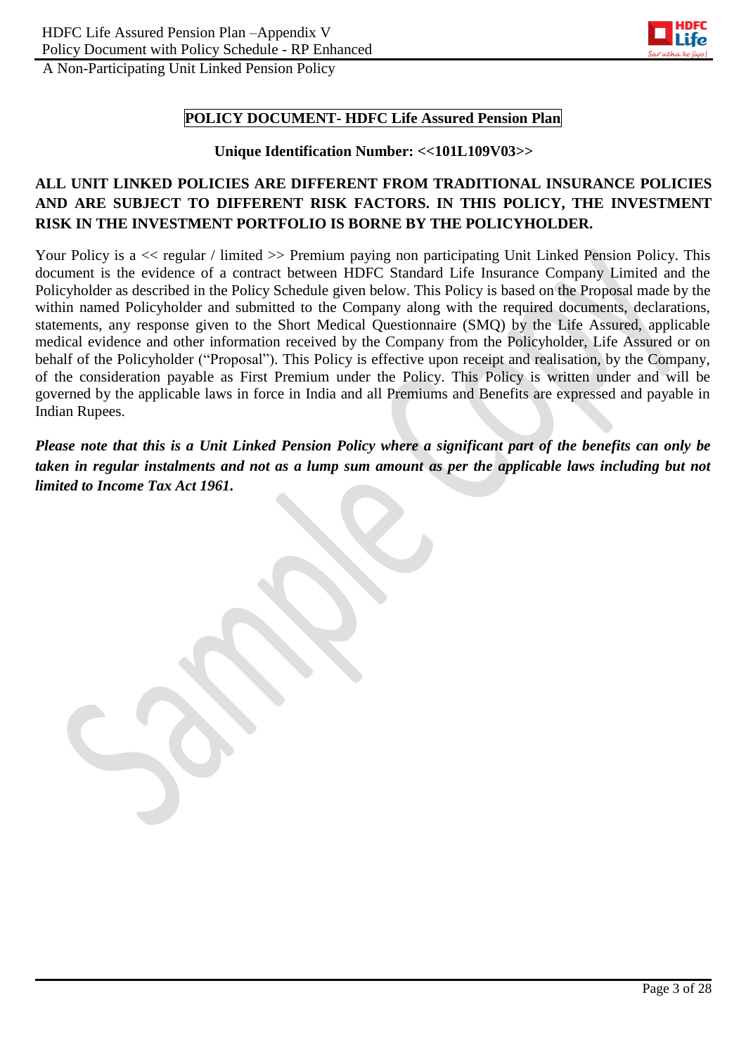# POLICY DOCUMENT- HDFC Life Assured Pension Plan

**Unique Identification Number: <<101L109V03>>**

**ALL UNIT LINKED POLICIES ARE DIFFERENT FROM TRADITIONAL INSURANCE POLICIES AND ARE SUBJECT TO DIFFERENT RISK FACTORS. IN THIS POLICY, THE INVESTMENT RISK IN THE INVESTMENT PORTFOLIO IS BORNE BY THE POLICYHOLDER.**

Your Policy is a << regular / limited >> Premium paying non participating Unit Linked Pension Policy. This document is the evidence of a contract between HDFC Standard Life Insurance Company Limited and the Policyholder as described in the Policy Schedule given below. This Policy is based on the Proposal made by the within named Policyholder and submitted to the Company along with the required documents, declarations, statements, any response given to the Short Medical Questionnaire (SMQ) by the Life Assured, applicable medical evidence and other information received by the Company from the Policyholder, Life Assured or on behalf of the Policyholder ("Proposal"). This Policy is effective upon receipt and realisation, by the Company, of the consideration payable as First Premium under the Policy. This Policy is written under and will be governed by the applicable laws in force in India and all Premiums and Benefits are expressed and payable in Indian Rupees.

***Please note that this is a Unit Linked Pension Policy where a significant part of the benefits can only be taken in regular instalments and not as a lump sum amount as per the applicable laws including but not limited to Income Tax Act 1961.***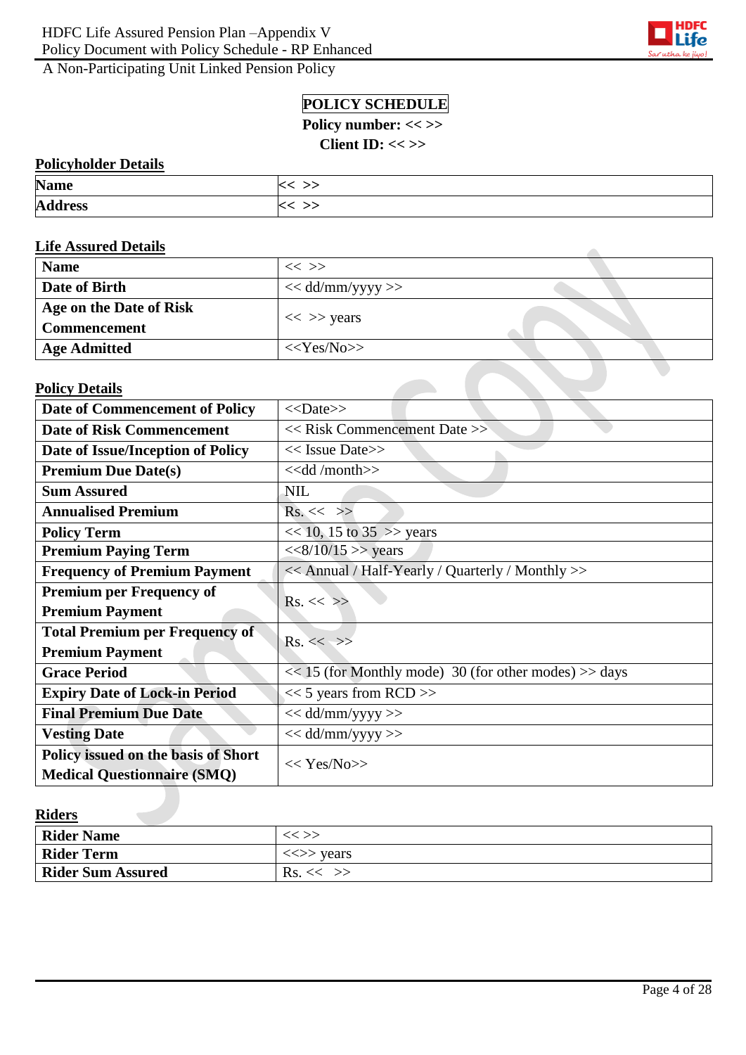# POLICY SCHEDULE

**Policy number: << >>**

**Client ID: << >>**

## Policyholder Details

| | |
|---|---|
| **Name** | << >> |
| **Address** | << >> |

## Life Assured Details

| | |
|---|---|
| **Name** | << >> |
| **Date of Birth** | << dd/mm/yyyy >> |
| **Age on the Date of Risk Commencement** | << >> years |
| **Age Admitted** | <<Yes/No>> |

## Policy Details

| | |
|---|---|
| **Date of Commencement of Policy** | <<Date>> |
| **Date of Risk Commencement** | << Risk Commencement Date >> |
| **Date of Issue/Inception of Policy** | << Issue Date>> |
| **Premium Due Date(s)** | <<dd /month>> |
| **Sum Assured** | NIL |
| **Annualised Premium** | Rs. << >> |
| **Policy Term** | << 10, 15 to 35 >> years |
| **Premium Paying Term** | <<8/10/15 >> years |
| **Frequency of Premium Payment** | << Annual / Half-Yearly / Quarterly / Monthly >> |
| **Premium per Frequency of Premium Payment** | Rs. << >> |
| **Total Premium per Frequency of Premium Payment** | Rs. << >> |
| **Grace Period** | << 15 (for Monthly mode) 30 (for other modes) >> days |
| **Expiry Date of Lock-in Period** | << 5 years from RCD >> |
| **Final Premium Due Date** | << dd/mm/yyyy >> |
| **Vesting Date** | << dd/mm/yyyy >> |
| **Policy issued on the basis of Short Medical Questionnaire (SMQ)** | << Yes/No>> |

## Riders

| | |
|---|---|
| **Rider Name** | << >> |
| **Rider Term** | <<>> years |
| **Rider Sum Assured** | Rs. << >> |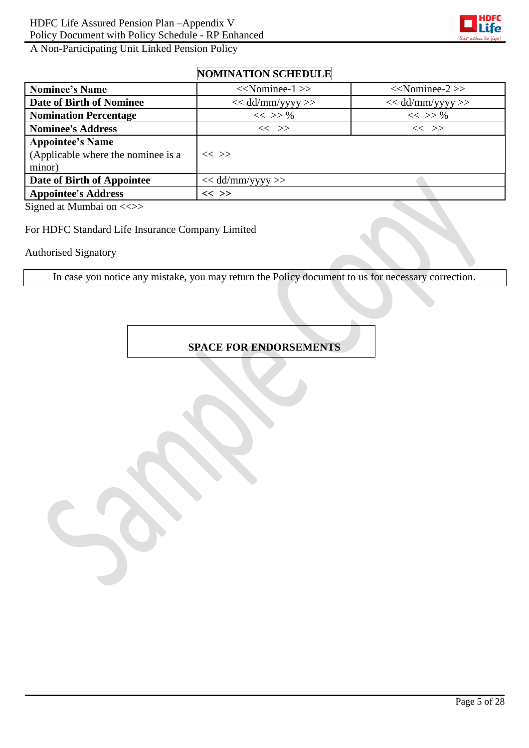## NOMINATION SCHEDULE

| | | |
|---|---|---|
| **Nominee's Name** | <<Nominee-1 >> | <<Nominee-2 >> |
| **Date of Birth of Nominee** | << dd/mm/yyyy >> | << dd/mm/yyyy >> |
| **Nomination Percentage** | << >> % | << >> % |
| **Nominee's Address** | << >> | << >> |
| **Appointee's Name** (Applicable where the nominee is a minor) | << >> | |
| **Date of Birth of Appointee** | << dd/mm/yyyy >> | |
| **Appointee's Address** | << >> | |

Signed at Mumbai on <<>>

For HDFC Standard Life Insurance Company Limited

Authorised Signatory

In case you notice any mistake, you may return the Policy document to us for necessary correction.

**SPACE FOR ENDORSEMENTS**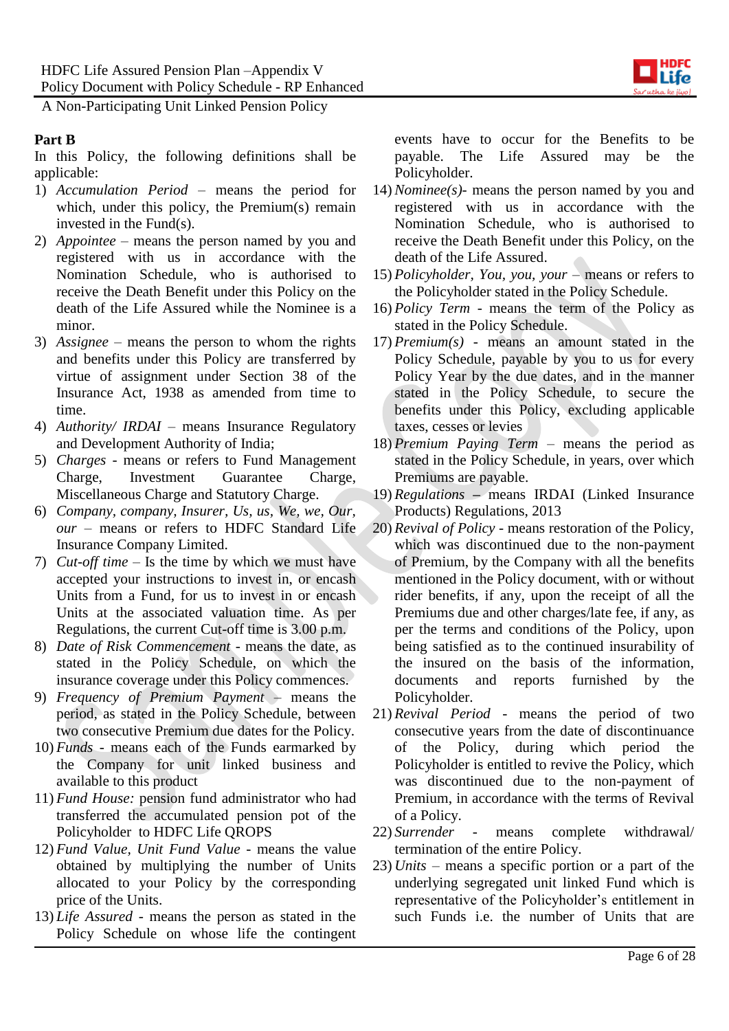**Part B**

In this Policy, the following definitions shall be applicable:

1) *Accumulation Period* – means the period for which, under this policy, the Premium(s) remain invested in the Fund(s).
2) *Appointee* – means the person named by you and registered with us in accordance with the Nomination Schedule, who is authorised to receive the Death Benefit under this Policy on the death of the Life Assured while the Nominee is a minor.
3) *Assignee* – means the person to whom the rights and benefits under this Policy are transferred by virtue of assignment under Section 38 of the Insurance Act, 1938 as amended from time to time.
4) *Authority/ IRDAI* – means Insurance Regulatory and Development Authority of India;
5) *Charges* - means or refers to Fund Management Charge, Investment Guarantee Charge, Miscellaneous Charge and Statutory Charge.
6) *Company, company, Insurer, Us, us, We, we, Our, our* – means or refers to HDFC Standard Life Insurance Company Limited.
7) *Cut-off time* – Is the time by which we must have accepted your instructions to invest in, or encash Units from a Fund, for us to invest in or encash Units at the associated valuation time. As per Regulations, the current Cut-off time is 3.00 p.m.
8) *Date of Risk Commencement* - means the date, as stated in the Policy Schedule, on which the insurance coverage under this Policy commences.
9) *Frequency of Premium Payment* – means the period, as stated in the Policy Schedule, between two consecutive Premium due dates for the Policy.
10) *Funds* - means each of the Funds earmarked by the Company for unit linked business and available to this product
11) *Fund House:* pension fund administrator who had transferred the accumulated pension pot of the Policyholder to HDFC Life QROPS
12) *Fund Value, Unit Fund Value* - means the value obtained by multiplying the number of Units allocated to your Policy by the corresponding price of the Units.
13) *Life Assured* - means the person as stated in the Policy Schedule on whose life the contingent events have to occur for the Benefits to be payable. The Life Assured may be the Policyholder.
14) *Nominee(s)*- means the person named by you and registered with us in accordance with the Nomination Schedule, who is authorised to receive the Death Benefit under this Policy, on the death of the Life Assured.
15) *Policyholder, You, you, your* – means or refers to the Policyholder stated in the Policy Schedule.
16) *Policy Term* - means the term of the Policy as stated in the Policy Schedule.
17) *Premium(s)* - means an amount stated in the Policy Schedule, payable by you to us for every Policy Year by the due dates, and in the manner stated in the Policy Schedule, to secure the benefits under this Policy, excluding applicable taxes, cesses or levies
18) *Premium Paying Term* – means the period as stated in the Policy Schedule, in years, over which Premiums are payable.
19) *Regulations* – means IRDAI (Linked Insurance Products) Regulations, 2013
20) *Revival of Policy* - means restoration of the Policy, which was discontinued due to the non-payment of Premium, by the Company with all the benefits mentioned in the Policy document, with or without rider benefits, if any, upon the receipt of all the Premiums due and other charges/late fee, if any, as per the terms and conditions of the Policy, upon being satisfied as to the continued insurability of the insured on the basis of the information, documents and reports furnished by the Policyholder.
21) *Revival Period* - means the period of two consecutive years from the date of discontinuance of the Policy, during which period the Policyholder is entitled to revive the Policy, which was discontinued due to the non-payment of Premium, in accordance with the terms of Revival of a Policy.
22) *Surrender* - means complete withdrawal/ termination of the entire Policy.
23) *Units* – means a specific portion or a part of the underlying segregated unit linked Fund which is representative of the Policyholder's entitlement in such Funds i.e. the number of Units that are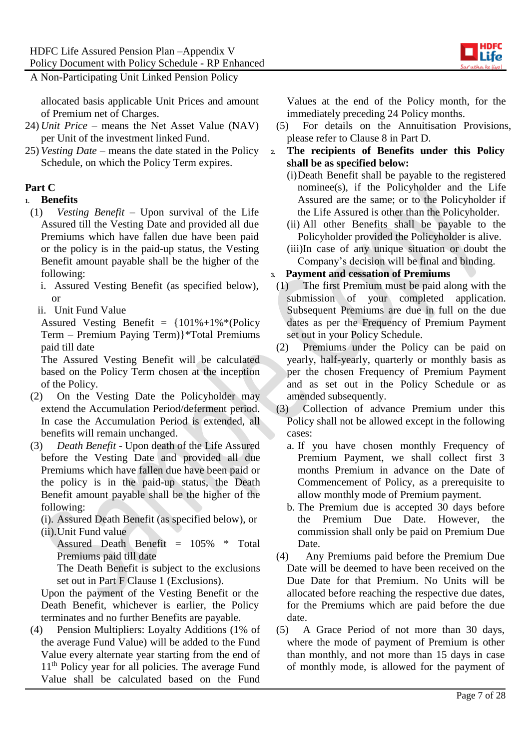allocated basis applicable Unit Prices and amount of Premium net of Charges.

24) *Unit Price* – means the Net Asset Value (NAV) per Unit of the investment linked Fund.

25) *Vesting Date* – means the date stated in the Policy Schedule, on which the Policy Term expires.

## Part C

### 1. Benefits

(1) *Vesting Benefit* – Upon survival of the Life Assured till the Vesting Date and provided all due Premiums which have fallen due have been paid or the policy is in the paid-up status, the Vesting Benefit amount payable shall be the higher of the following:

i. Assured Vesting Benefit (as specified below), or

ii. Unit Fund Value

Assured Vesting Benefit = {101%+1%*(Policy Term – Premium Paying Term)}*Total Premiums paid till date

The Assured Vesting Benefit will be calculated based on the Policy Term chosen at the inception of the Policy.

(2) On the Vesting Date the Policyholder may extend the Accumulation Period/deferment period. In case the Accumulation Period is extended, all benefits will remain unchanged.

(3) *Death Benefit* - Upon death of the Life Assured before the Vesting Date and provided all due Premiums which have fallen due have been paid or the policy is in the paid-up status, the Death Benefit amount payable shall be the higher of the following:

(i). Assured Death Benefit (as specified below), or

(ii).Unit Fund value

Assured Death Benefit = 105% * Total Premiums paid till date

The Death Benefit is subject to the exclusions set out in Part F Clause 1 (Exclusions).

Upon the payment of the Vesting Benefit or the Death Benefit, whichever is earlier, the Policy terminates and no further Benefits are payable.

(4) Pension Multipliers: Loyalty Additions (1% of the average Fund Value) will be added to the Fund Value every alternate year starting from the end of 11th Policy year for all policies. The average Fund Value shall be calculated based on the Fund Values at the end of the Policy month, for the immediately preceding 24 Policy months.

(5) For details on the Annuitisation Provisions, please refer to Clause 8 in Part D.

### 2. The recipients of Benefits under this Policy shall be as specified below:

(i)Death Benefit shall be payable to the registered nominee(s), if the Policyholder and the Life Assured are the same; or to the Policyholder if the Life Assured is other than the Policyholder.

(ii) All other Benefits shall be payable to the Policyholder provided the Policyholder is alive.

(iii)In case of any unique situation or doubt the Company's decision will be final and binding.

### 3. Payment and cessation of Premiums

(1) The first Premium must be paid along with the submission of your completed application. Subsequent Premiums are due in full on the due dates as per the Frequency of Premium Payment set out in your Policy Schedule.

(2) Premiums under the Policy can be paid on yearly, half-yearly, quarterly or monthly basis as per the chosen Frequency of Premium Payment and as set out in the Policy Schedule or as amended subsequently.

(3) Collection of advance Premium under this Policy shall not be allowed except in the following cases:

a. If you have chosen monthly Frequency of Premium Payment, we shall collect first 3 months Premium in advance on the Date of Commencement of Policy, as a prerequisite to allow monthly mode of Premium payment.

b. The Premium due is accepted 30 days before the Premium Due Date. However, the commission shall only be paid on Premium Due Date.

(4) Any Premiums paid before the Premium Due Date will be deemed to have been received on the Due Date for that Premium. No Units will be allocated before reaching the respective due dates, for the Premiums which are paid before the due date.

(5) A Grace Period of not more than 30 days, where the mode of payment of Premium is other than monthly, and not more than 15 days in case of monthly mode, is allowed for the payment of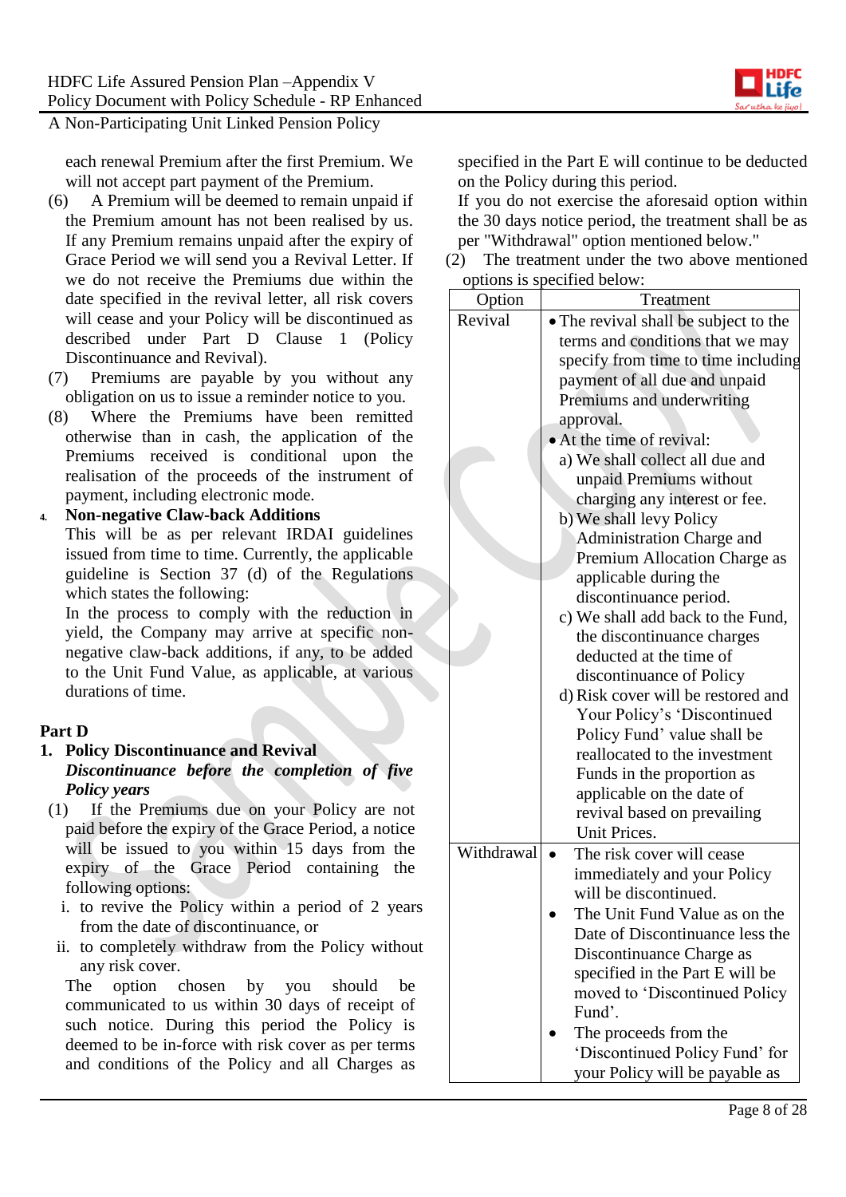each renewal Premium after the first Premium. We will not accept part payment of the Premium.

(6) A Premium will be deemed to remain unpaid if the Premium amount has not been realised by us. If any Premium remains unpaid after the expiry of Grace Period we will send you a Revival Letter. If we do not receive the Premiums due within the date specified in the revival letter, all risk covers will cease and your Policy will be discontinued as described under Part D Clause 1 (Policy Discontinuance and Revival).

(7) Premiums are payable by you without any obligation on us to issue a reminder notice to you.

(8) Where the Premiums have been remitted otherwise than in cash, the application of the Premiums received is conditional upon the realisation of the proceeds of the instrument of payment, including electronic mode.

4. **Non-negative Claw-back Additions**

This will be as per relevant IRDAI guidelines issued from time to time. Currently, the applicable guideline is Section 37 (d) of the Regulations which states the following:

In the process to comply with the reduction in yield, the Company may arrive at specific non-negative claw-back additions, if any, to be added to the Unit Fund Value, as applicable, at various durations of time.

## Part D

### 1. Policy Discontinuance and Revival

***Discontinuance before the completion of five Policy years***

(1) If the Premiums due on your Policy are not paid before the expiry of the Grace Period, a notice will be issued to you within 15 days from the expiry of the Grace Period containing the following options:

i. to revive the Policy within a period of 2 years from the date of discontinuance, or

ii. to completely withdraw from the Policy without any risk cover.

The option chosen by you should be communicated to us within 30 days of receipt of such notice. During this period the Policy is deemed to be in-force with risk cover as per terms and conditions of the Policy and all Charges as specified in the Part E will continue to be deducted on the Policy during this period.

If you do not exercise the aforesaid option within the 30 days notice period, the treatment shall be as per "Withdrawal" option mentioned below."

(2) The treatment under the two above mentioned options is specified below:

| Option | Treatment |
|---|---|
| Revival | • The revival shall be subject to the terms and conditions that we may specify from time to time including payment of all due and unpaid Premiums and underwriting approval.<br>• At the time of revival:<br>a) We shall collect all due and unpaid Premiums without charging any interest or fee.<br>b) We shall levy Policy Administration Charge and Premium Allocation Charge as applicable during the discontinuance period.<br>c) We shall add back to the Fund, the discontinuance charges deducted at the time of discontinuance of Policy<br>d) Risk cover will be restored and Your Policy's 'Discontinued Policy Fund' value shall be reallocated to the investment Funds in the proportion as applicable on the date of revival based on prevailing Unit Prices. |
| Withdrawal | • The risk cover will cease immediately and your Policy will be discontinued.<br>• The Unit Fund Value as on the Date of Discontinuance less the Discontinuance Charge as specified in the Part E will be moved to 'Discontinued Policy Fund'.<br>• The proceeds from the 'Discontinued Policy Fund' for your Policy will be payable as |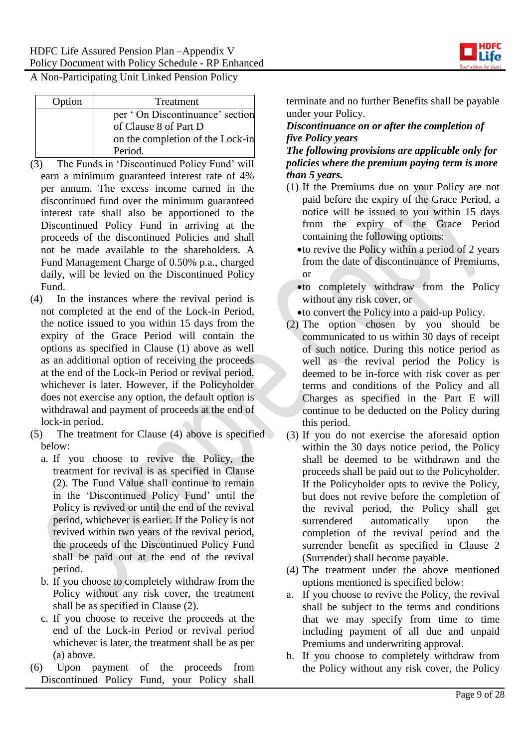| Option | Treatment |
|---|---|
| | per ' On Discontinuance' section of Clause 8 of Part D on the completion of the Lock-in Period. |

(3) The Funds in 'Discontinued Policy Fund' will earn a minimum guaranteed interest rate of 4% per annum. The excess income earned in the discontinued fund over the minimum guaranteed interest rate shall also be apportioned to the Discontinued Policy Fund in arriving at the proceeds of the discontinued Policies and shall not be made available to the shareholders. A Fund Management Charge of 0.50% p.a., charged daily, will be levied on the Discontinued Policy Fund.

(4) In the instances where the revival period is not completed at the end of the Lock-in Period, the notice issued to you within 15 days from the expiry of the Grace Period will contain the options as specified in Clause (1) above as well as an additional option of receiving the proceeds at the end of the Lock-in Period or revival period, whichever is later. However, if the Policyholder does not exercise any option, the default option is withdrawal and payment of proceeds at the end of lock-in period.

(5) The treatment for Clause (4) above is specified below:

a. If you choose to revive the Policy, the treatment for revival is as specified in Clause (2). The Fund Value shall continue to remain in the 'Discontinued Policy Fund' until the Policy is revived or until the end of the revival period, whichever is earlier. If the Policy is not revived within two years of the revival period, the proceeds of the Discontinued Policy Fund shall be paid out at the end of the revival period.

b. If you choose to completely withdraw from the Policy without any risk cover, the treatment shall be as specified in Clause (2).

c. If you choose to receive the proceeds at the end of the Lock-in Period or revival period whichever is later, the treatment shall be as per (a) above.

(6) Upon payment of the proceeds from Discontinued Policy Fund, your Policy shall terminate and no further Benefits shall be payable under your Policy.

***Discontinuance on or after the completion of five Policy years***

***The following provisions are applicable only for policies where the premium paying term is more than 5 years.***

(1) If the Premiums due on your Policy are not paid before the expiry of the Grace Period, a notice will be issued to you within 15 days from the expiry of the Grace Period containing the following options:
- to revive the Policy within a period of 2 years from the date of discontinuance of Premiums, or
- to completely withdraw from the Policy without any risk cover, or
- to convert the Policy into a paid-up Policy.

(2) The option chosen by you should be communicated to us within 30 days of receipt of such notice. During this notice period as well as the revival period the Policy is deemed to be in-force with risk cover as per terms and conditions of the Policy and all Charges as specified in the Part E will continue to be deducted on the Policy during this period.

(3) If you do not exercise the aforesaid option within the 30 days notice period, the Policy shall be deemed to be withdrawn and the proceeds shall be paid out to the Policyholder. If the Policyholder opts to revive the Policy, but does not revive before the completion of the revival period, the Policy shall get surrendered automatically upon the completion of the revival period and the surrender benefit as specified in Clause 2 (Surrender) shall become payable.

(4) The treatment under the above mentioned options mentioned is specified below:

a. If you choose to revive the Policy, the revival shall be subject to the terms and conditions that we may specify from time to time including payment of all due and unpaid Premiums and underwriting approval.

b. If you choose to completely withdraw from the Policy without any risk cover, the Policy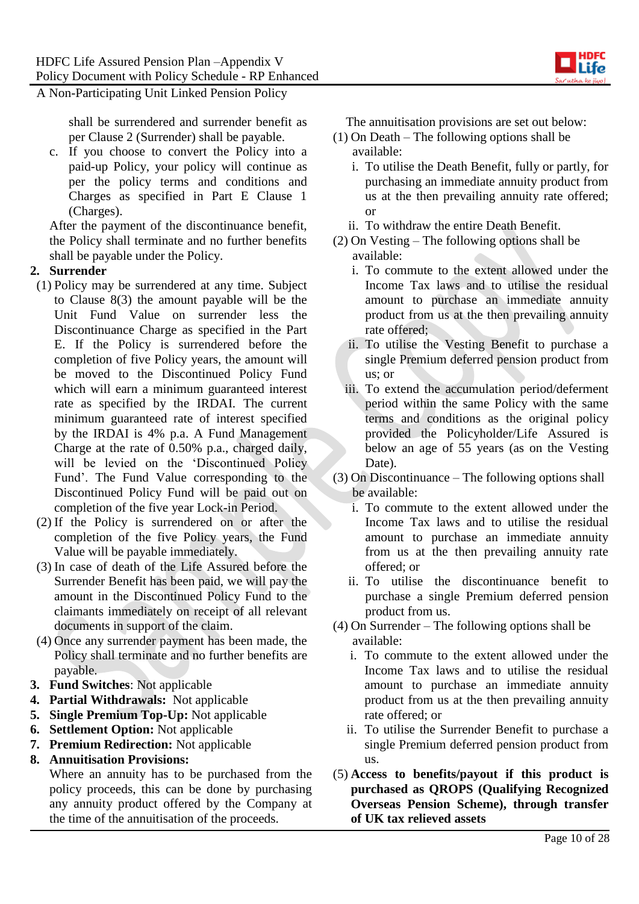shall be surrendered and surrender benefit as per Clause 2 (Surrender) shall be payable.

c. If you choose to convert the Policy into a paid-up Policy, your policy will continue as per the policy terms and conditions and Charges as specified in Part E Clause 1 (Charges).

After the payment of the discontinuance benefit, the Policy shall terminate and no further benefits shall be payable under the Policy.

**2. Surrender**

(1) Policy may be surrendered at any time. Subject to Clause 8(3) the amount payable will be the Unit Fund Value on surrender less the Discontinuance Charge as specified in the Part E. If the Policy is surrendered before the completion of five Policy years, the amount will be moved to the Discontinued Policy Fund which will earn a minimum guaranteed interest rate as specified by the IRDAI. The current minimum guaranteed rate of interest specified by the IRDAI is 4% p.a. A Fund Management Charge at the rate of 0.50% p.a., charged daily, will be levied on the 'Discontinued Policy Fund'. The Fund Value corresponding to the Discontinued Policy Fund will be paid out on completion of the five year Lock-in Period.

(2) If the Policy is surrendered on or after the completion of the five Policy years, the Fund Value will be payable immediately.

(3) In case of death of the Life Assured before the Surrender Benefit has been paid, we will pay the amount in the Discontinued Policy Fund to the claimants immediately on receipt of all relevant documents in support of the claim.

(4) Once any surrender payment has been made, the Policy shall terminate and no further benefits are payable.

**3. Fund Switches**: Not applicable

**4. Partial Withdrawals:** Not applicable

**5. Single Premium Top-Up:** Not applicable

**6. Settlement Option:** Not applicable

**7. Premium Redirection:** Not applicable

**8. Annuitisation Provisions:**

Where an annuity has to be purchased from the policy proceeds, this can be done by purchasing any annuity product offered by the Company at the time of the annuitisation of the proceeds.

The annuitisation provisions are set out below:

(1) On Death – The following options shall be available:
   i. To utilise the Death Benefit, fully or partly, for purchasing an immediate annuity product from us at the then prevailing annuity rate offered; or
   ii. To withdraw the entire Death Benefit.

(2) On Vesting – The following options shall be available:
   i. To commute to the extent allowed under the Income Tax laws and to utilise the residual amount to purchase an immediate annuity product from us at the then prevailing annuity rate offered;
   ii. To utilise the Vesting Benefit to purchase a single Premium deferred pension product from us; or
   iii. To extend the accumulation period/deferment period within the same Policy with the same terms and conditions as the original policy provided the Policyholder/Life Assured is below an age of 55 years (as on the Vesting Date).

(3) On Discontinuance – The following options shall be available:
   i. To commute to the extent allowed under the Income Tax laws and to utilise the residual amount to purchase an immediate annuity from us at the then prevailing annuity rate offered; or
   ii. To utilise the discontinuance benefit to purchase a single Premium deferred pension product from us.

(4) On Surrender – The following options shall be available:
   i. To commute to the extent allowed under the Income Tax laws and to utilise the residual amount to purchase an immediate annuity product from us at the then prevailing annuity rate offered; or
   ii. To utilise the Surrender Benefit to purchase a single Premium deferred pension product from us.

(5) **Access to benefits/payout if this product is purchased as QROPS (Qualifying Recognized Overseas Pension Scheme), through transfer of UK tax relieved assets**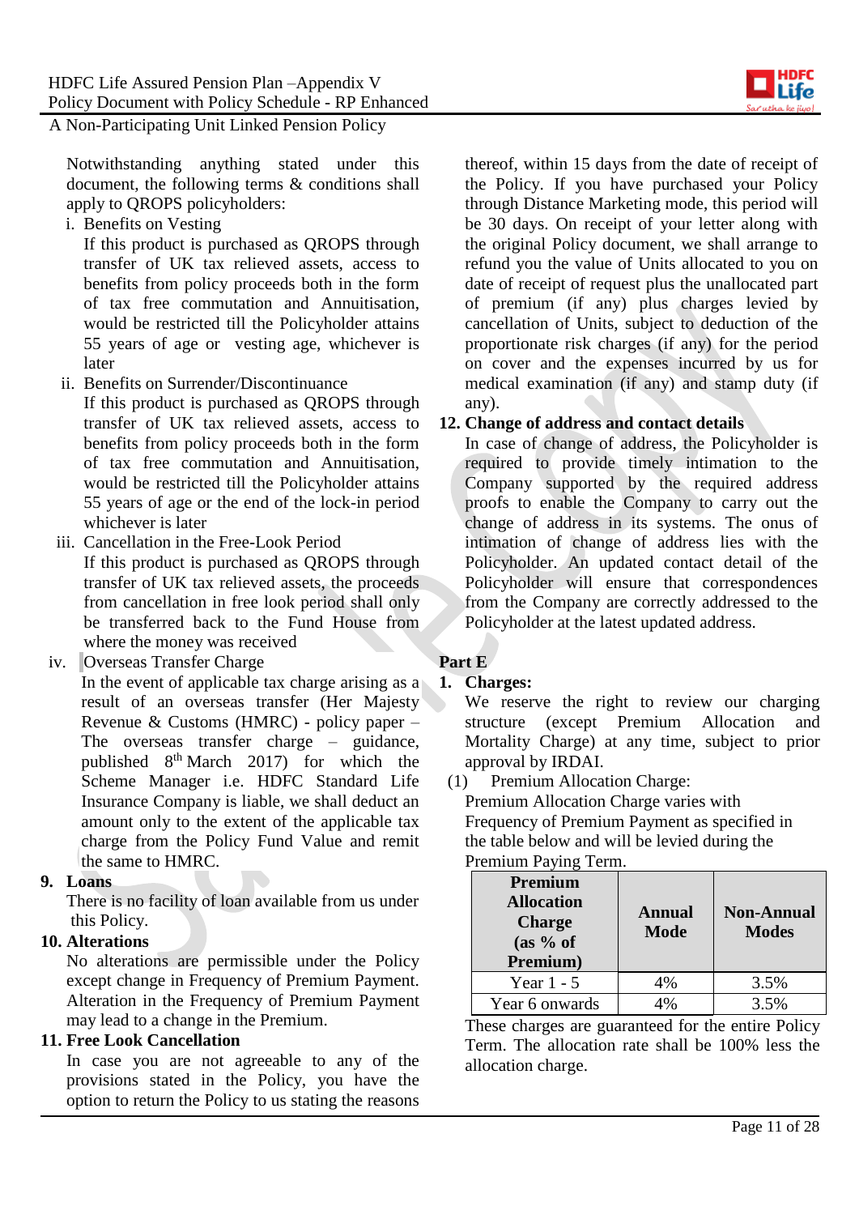Notwithstanding anything stated under this document, the following terms & conditions shall apply to QROPS policyholders:

i. Benefits on Vesting
   If this product is purchased as QROPS through transfer of UK tax relieved assets, access to benefits from policy proceeds both in the form of tax free commutation and Annuitisation, would be restricted till the Policyholder attains 55 years of age or vesting age, whichever is later

ii. Benefits on Surrender/Discontinuance
   If this product is purchased as QROPS through transfer of UK tax relieved assets, access to benefits from policy proceeds both in the form of tax free commutation and Annuitisation, would be restricted till the Policyholder attains 55 years of age or the end of the lock-in period whichever is later

iii. Cancellation in the Free-Look Period
   If this product is purchased as QROPS through transfer of UK tax relieved assets, the proceeds from cancellation in free look period shall only be transferred back to the Fund House from where the money was received

iv. Overseas Transfer Charge
   In the event of applicable tax charge arising as a result of an overseas transfer (Her Majesty Revenue & Customs (HMRC) - policy paper – The overseas transfer charge – guidance, published 8th March 2017) for which the Scheme Manager i.e. HDFC Standard Life Insurance Company is liable, we shall deduct an amount only to the extent of the applicable tax charge from the Policy Fund Value and remit the same to HMRC.

**9. Loans**

There is no facility of loan available from us under this Policy.

**10. Alterations**

No alterations are permissible under the Policy except change in Frequency of Premium Payment. Alteration in the Frequency of Premium Payment may lead to a change in the Premium.

**11. Free Look Cancellation**

In case you are not agreeable to any of the provisions stated in the Policy, you have the option to return the Policy to us stating the reasons thereof, within 15 days from the date of receipt of the Policy. If you have purchased your Policy through Distance Marketing mode, this period will be 30 days. On receipt of your letter along with the original Policy document, we shall arrange to refund you the value of Units allocated to you on date of receipt of request plus the unallocated part of premium (if any) plus charges levied by cancellation of Units, subject to deduction of the proportionate risk charges (if any) for the period on cover and the expenses incurred by us for medical examination (if any) and stamp duty (if any).

**12. Change of address and contact details**

In case of change of address, the Policyholder is required to provide timely intimation to the Company supported by the required address proofs to enable the Company to carry out the change of address in its systems. The onus of intimation of change of address lies with the Policyholder. An updated contact detail of the Policyholder will ensure that correspondences from the Company are correctly addressed to the Policyholder at the latest updated address.

## Part E

**1. Charges:**

We reserve the right to review our charging structure (except Premium Allocation and Mortality Charge) at any time, subject to prior approval by IRDAI.

(1) Premium Allocation Charge:

Premium Allocation Charge varies with Frequency of Premium Payment as specified in the table below and will be levied during the Premium Paying Term.

| Premium Allocation Charge (as % of Premium) | Annual Mode | Non-Annual Modes |
|---|---|---|
| Year 1 - 5 | 4% | 3.5% |
| Year 6 onwards | 4% | 3.5% |

These charges are guaranteed for the entire Policy Term. The allocation rate shall be 100% less the allocation charge.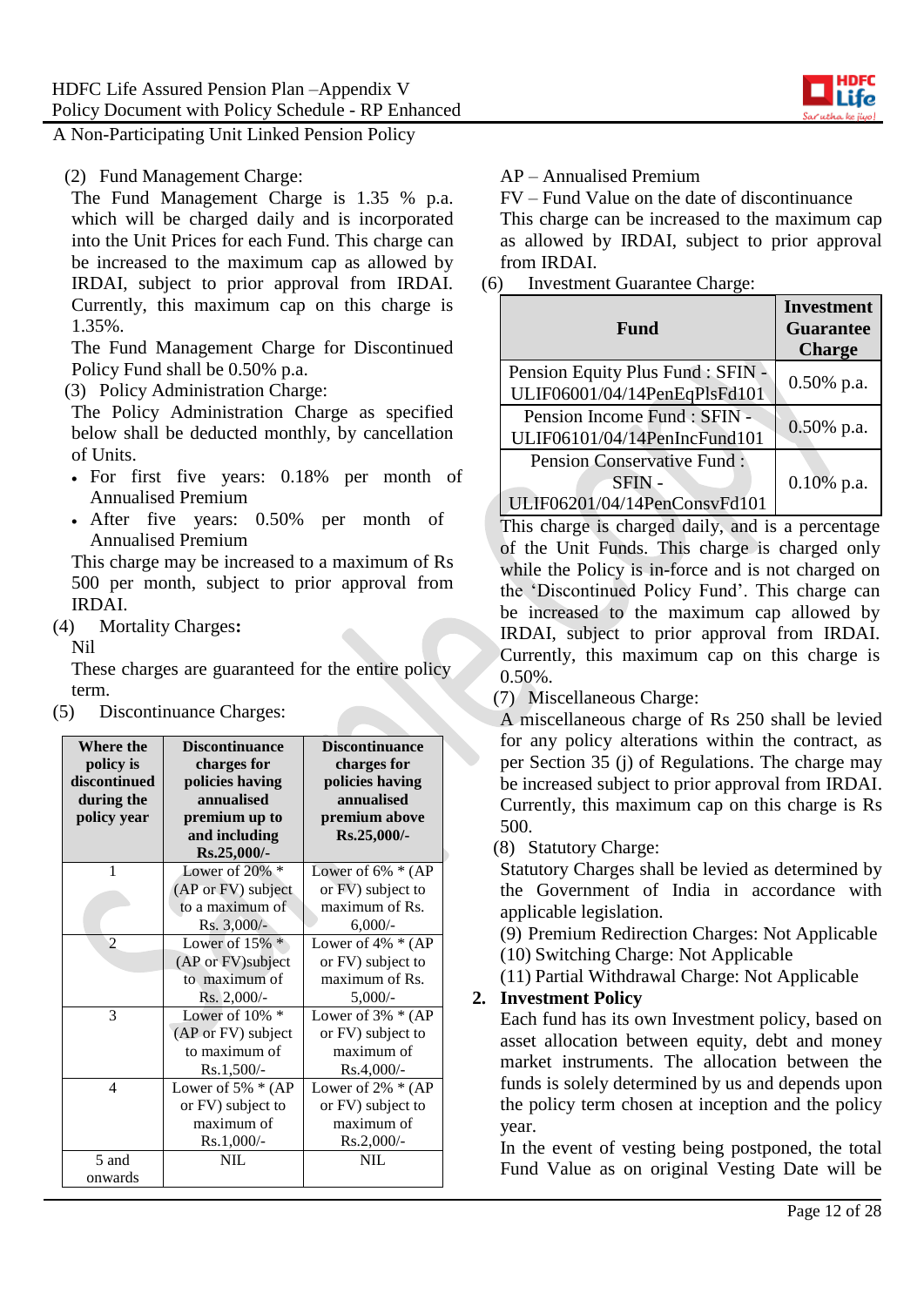(2) Fund Management Charge:

The Fund Management Charge is 1.35 % p.a. which will be charged daily and is incorporated into the Unit Prices for each Fund. This charge can be increased to the maximum cap as allowed by IRDAI, subject to prior approval from IRDAI. Currently, this maximum cap on this charge is 1.35%.

The Fund Management Charge for Discontinued Policy Fund shall be 0.50% p.a.

(3) Policy Administration Charge:

The Policy Administration Charge as specified below shall be deducted monthly, by cancellation of Units.

- For first five years: 0.18% per month of Annualised Premium
- After five years: 0.50% per month of Annualised Premium

This charge may be increased to a maximum of Rs 500 per month, subject to prior approval from IRDAI.

(4) Mortality Charges**:**

Nil

These charges are guaranteed for the entire policy term.

(5) Discontinuance Charges:

| Where the policy is discontinued during the policy year | Discontinuance charges for policies having annualised premium up to and including Rs.25,000/- | Discontinuance charges for policies having annualised premium above Rs.25,000/- |
|---|---|---|
| 1 | Lower of 20% * (AP or FV) subject to a maximum of Rs. 3,000/- | Lower of 6% * (AP or FV) subject to maximum of Rs. 6,000/- |
| 2 | Lower of 15% * (AP or FV)subject to maximum of Rs. 2,000/- | Lower of 4% * (AP or FV) subject to maximum of Rs. 5,000/- |
| 3 | Lower of 10% * (AP or FV) subject to maximum of Rs.1,500/- | Lower of 3% * (AP or FV) subject to maximum of Rs.4,000/- |
| 4 | Lower of 5% * (AP or FV) subject to maximum of Rs.1,000/- | Lower of 2% * (AP or FV) subject to maximum of Rs.2,000/- |
| 5 and onwards | NIL | NIL |

AP – Annualised Premium

FV – Fund Value on the date of discontinuance

This charge can be increased to the maximum cap as allowed by IRDAI, subject to prior approval from IRDAI.

(6) Investment Guarantee Charge:

| Fund | Investment Guarantee Charge |
|---|---|
| Pension Equity Plus Fund : SFIN - ULIF06001/04/14PenEqPlsFd101 | 0.50% p.a. |
| Pension Income Fund : SFIN - ULIF06101/04/14PenIncFund101 | 0.50% p.a. |
| Pension Conservative Fund : SFIN - ULIF06201/04/14PenConsvFd101 | 0.10% p.a. |

This charge is charged daily, and is a percentage of the Unit Funds. This charge is charged only while the Policy is in-force and is not charged on the 'Discontinued Policy Fund'. This charge can be increased to the maximum cap allowed by IRDAI, subject to prior approval from IRDAI. Currently, this maximum cap on this charge is 0.50%.

(7) Miscellaneous Charge:

A miscellaneous charge of Rs 250 shall be levied for any policy alterations within the contract, as per Section 35 (j) of Regulations. The charge may be increased subject to prior approval from IRDAI. Currently, this maximum cap on this charge is Rs 500.

(8) Statutory Charge:

Statutory Charges shall be levied as determined by the Government of India in accordance with applicable legislation.

(9) Premium Redirection Charges: Not Applicable

(10) Switching Charge: Not Applicable

(11) Partial Withdrawal Charge: Not Applicable

2. **Investment Policy**

Each fund has its own Investment policy, based on asset allocation between equity, debt and money market instruments. The allocation between the funds is solely determined by us and depends upon the policy term chosen at inception and the policy year.

In the event of vesting being postponed, the total Fund Value as on original Vesting Date will be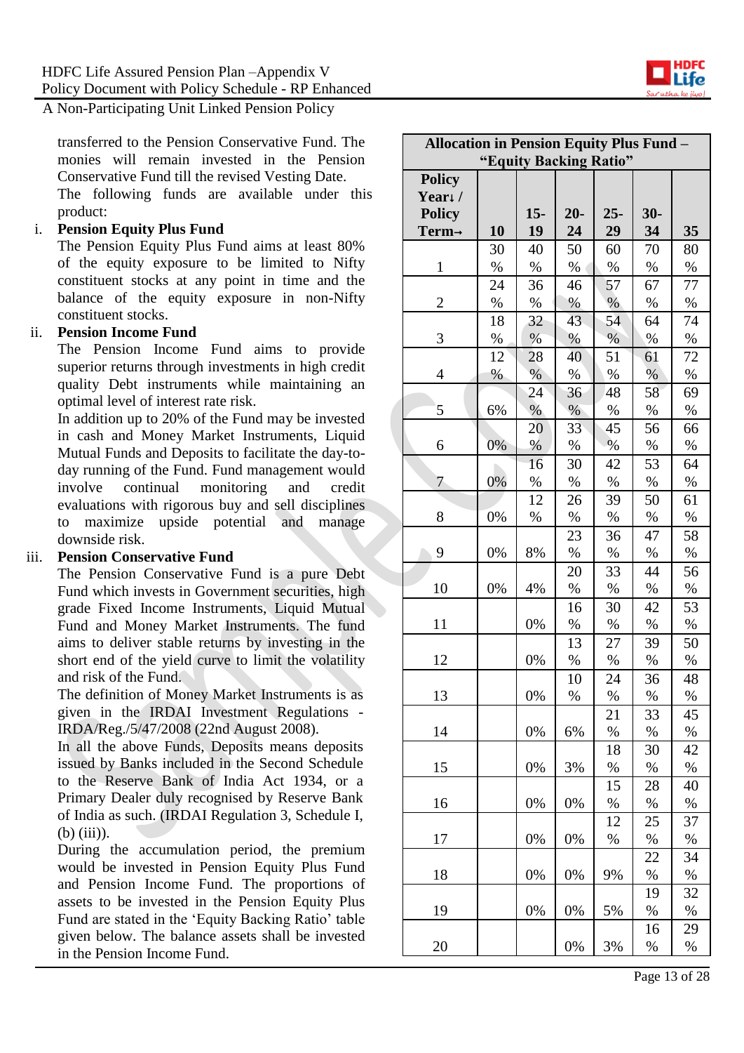transferred to the Pension Conservative Fund. The monies will remain invested in the Pension Conservative Fund till the revised Vesting Date.

The following funds are available under this product:

i. **Pension Equity Plus Fund**
The Pension Equity Plus Fund aims at least 80% of the equity exposure to be limited to Nifty constituent stocks at any point in time and the balance of the equity exposure in non-Nifty constituent stocks.

ii. **Pension Income Fund**
The Pension Income Fund aims to provide superior returns through investments in high credit quality Debt instruments while maintaining an optimal level of interest rate risk.
In addition up to 20% of the Fund may be invested in cash and Money Market Instruments, Liquid Mutual Funds and Deposits to facilitate the day-to-day running of the Fund. Fund management would involve continual monitoring and credit evaluations with rigorous buy and sell disciplines to maximize upside potential and manage downside risk.

iii. **Pension Conservative Fund**
The Pension Conservative Fund is a pure Debt Fund which invests in Government securities, high grade Fixed Income Instruments, Liquid Mutual Fund and Money Market Instruments. The fund aims to deliver stable returns by investing in the short end of the yield curve to limit the volatility and risk of the Fund.
The definition of Money Market Instruments is as given in the IRDAI Investment Regulations - IRDA/Reg./5/47/2008 (22nd August 2008).
In all the above Funds, Deposits means deposits issued by Banks included in the Second Schedule to the Reserve Bank of India Act 1934, or a Primary Dealer duly recognised by Reserve Bank of India as such. (IRDAI Regulation 3, Schedule I, (b) (iii)).
During the accumulation period, the premium would be invested in Pension Equity Plus Fund and Pension Income Fund. The proportions of assets to be invested in the Pension Equity Plus Fund are stated in the 'Equity Backing Ratio' table given below. The balance assets shall be invested in the Pension Income Fund.

| Allocation in Pension Equity Plus Fund – "Equity Backing Ratio" | | | | | | |
|---|---|---|---|---|---|---|
| **Policy Year↓ / Policy Term→** | **10** | **15-19** | **20-24** | **25-29** | **30-34** | **35** |
| 1 | 30% | 40% | 50% | 60% | 70% | 80% |
| 2 | 24% | 36% | 46% | 57% | 67% | 77% |
| 3 | 18% | 32% | 43% | 54% | 64% | 74% |
| 4 | 12% | 28% | 40% | 51% | 61% | 72% |
| 5 | 6% | 24% | 36% | 48% | 58% | 69% |
| 6 | 0% | 20% | 33% | 45% | 56% | 66% |
| 7 | 0% | 16% | 30% | 42% | 53% | 64% |
| 8 | 0% | 12% | 26% | 39% | 50% | 61% |
| 9 | 0% | 8% | 23% | 36% | 47% | 58% |
| 10 | 0% | 4% | 20% | 33% | 44% | 56% |
| 11 | | 0% | 16% | 30% | 42% | 53% |
| 12 | | 0% | 13% | 27% | 39% | 50% |
| 13 | | 0% | 10% | 24% | 36% | 48% |
| 14 | | 0% | 6% | 21% | 33% | 45% |
| 15 | | 0% | 3% | 18% | 30% | 42% |
| 16 | | 0% | 0% | 15% | 28% | 40% |
| 17 | | 0% | 0% | 12% | 25% | 37% |
| 18 | | 0% | 0% | 9% | 22% | 34% |
| 19 | | 0% | 0% | 5% | 19% | 32% |
| 20 | | | 0% | 3% | 16% | 29% |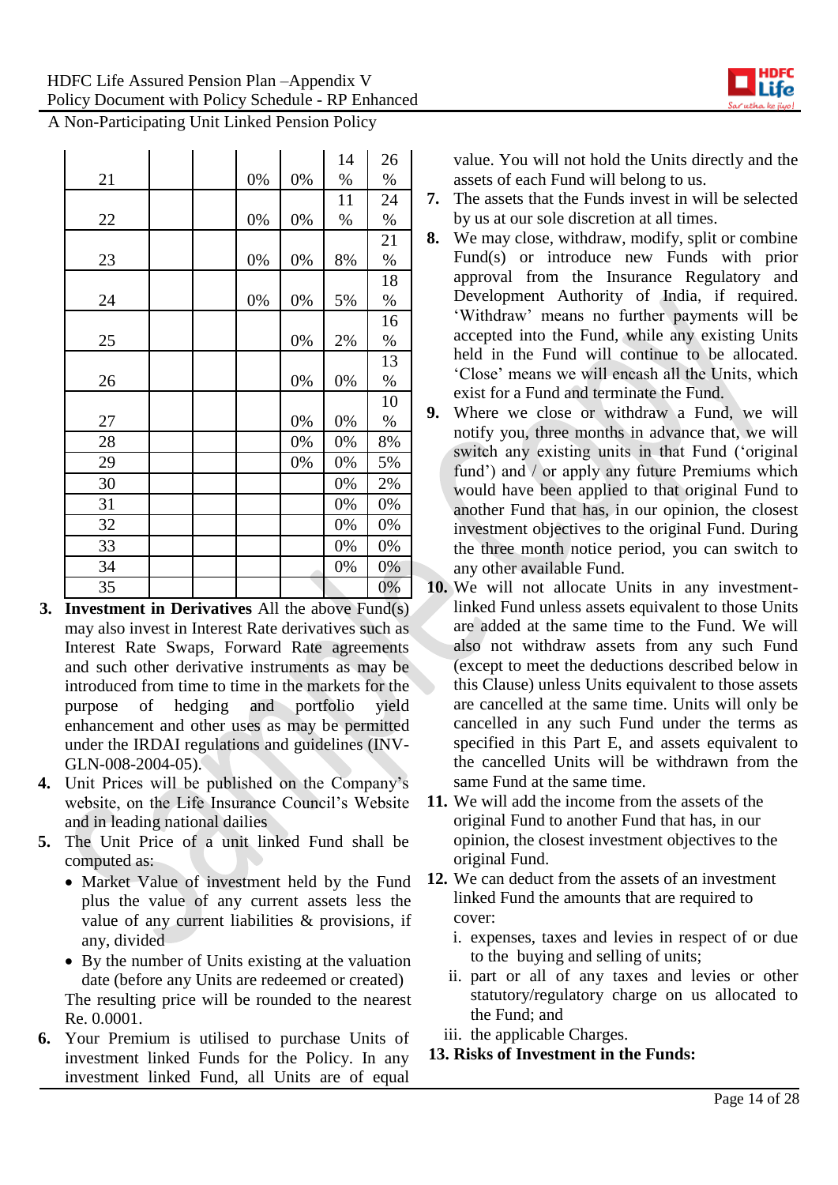| | | | | | | |
|---|---|---|---|---|---|---|
| 21 | | | 0% | 0% | 14% | 26% |
| 22 | | | 0% | 0% | 11% | 24% |
| 23 | | | 0% | 0% | 8% | 21% |
| 24 | | | 0% | 0% | 5% | 18% |
| 25 | | | | 0% | 2% | 16% |
| 26 | | | | 0% | 0% | 13% |
| 27 | | | | 0% | 0% | 10% |
| 28 | | | | 0% | 0% | 8% |
| 29 | | | | 0% | 0% | 5% |
| 30 | | | | | 0% | 2% |
| 31 | | | | | 0% | 0% |
| 32 | | | | | 0% | 0% |
| 33 | | | | | 0% | 0% |
| 34 | | | | | 0% | 0% |
| 35 | | | | | | 0% |

3. **Investment in Derivatives** All the above Fund(s) may also invest in Interest Rate derivatives such as Interest Rate Swaps, Forward Rate agreements and such other derivative instruments as may be introduced from time to time in the markets for the purpose of hedging and portfolio yield enhancement and other uses as may be permitted under the IRDAI regulations and guidelines (INV-GLN-008-2004-05).
4. Unit Prices will be published on the Company's website, on the Life Insurance Council's Website and in leading national dailies
5. The Unit Price of a unit linked Fund shall be computed as:
   - Market Value of investment held by the Fund plus the value of any current assets less the value of any current liabilities & provisions, if any, divided
   - By the number of Units existing at the valuation date (before any Units are redeemed or created)

   The resulting price will be rounded to the nearest Re. 0.0001.
6. Your Premium is utilised to purchase Units of investment linked Funds for the Policy. In any investment linked Fund, all Units are of equal value. You will not hold the Units directly and the assets of each Fund will belong to us.
7. The assets that the Funds invest in will be selected by us at our sole discretion at all times.
8. We may close, withdraw, modify, split or combine Fund(s) or introduce new Funds with prior approval from the Insurance Regulatory and Development Authority of India, if required. 'Withdraw' means no further payments will be accepted into the Fund, while any existing Units held in the Fund will continue to be allocated. 'Close' means we will encash all the Units, which exist for a Fund and terminate the Fund.
9. Where we close or withdraw a Fund, we will notify you, three months in advance that, we will switch any existing units in that Fund ('original fund') and / or apply any future Premiums which would have been applied to that original Fund to another Fund that has, in our opinion, the closest investment objectives to the original Fund. During the three month notice period, you can switch to any other available Fund.
10. We will not allocate Units in any investment-linked Fund unless assets equivalent to those Units are added at the same time to the Fund. We will also not withdraw assets from any such Fund (except to meet the deductions described below in this Clause) unless Units equivalent to those assets are cancelled at the same time. Units will only be cancelled in any such Fund under the terms as specified in this Part E, and assets equivalent to the cancelled Units will be withdrawn from the same Fund at the same time.
11. We will add the income from the assets of the original Fund to another Fund that has, in our opinion, the closest investment objectives to the original Fund.
12. We can deduct from the assets of an investment linked Fund the amounts that are required to cover:
    i. expenses, taxes and levies in respect of or due to the buying and selling of units;
    ii. part or all of any taxes and levies or other statutory/regulatory charge on us allocated to the Fund; and
    iii. the applicable Charges.
13. **Risks of Investment in the Funds:**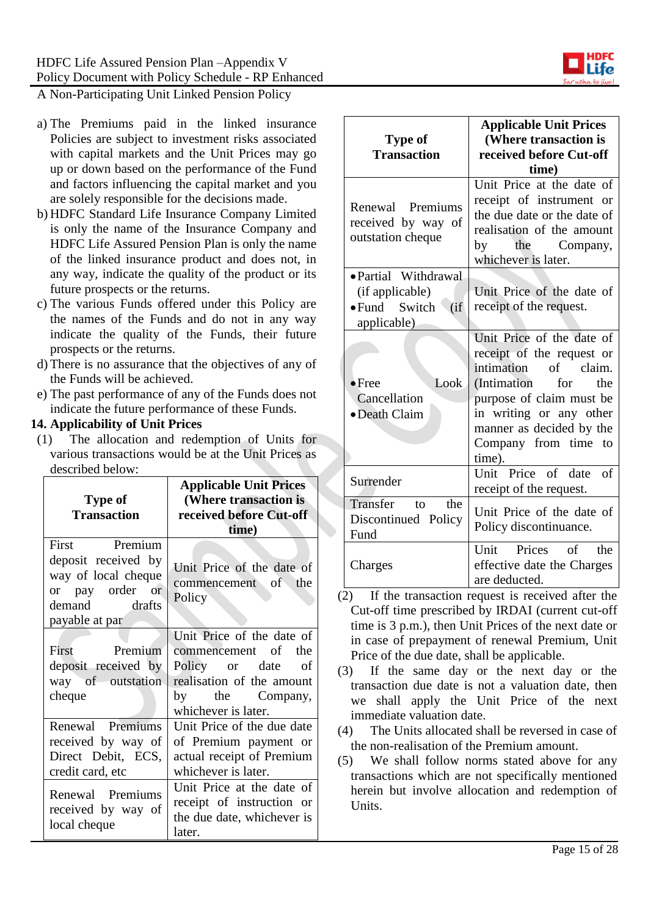a) The Premiums paid in the linked insurance Policies are subject to investment risks associated with capital markets and the Unit Prices may go up or down based on the performance of the Fund and factors influencing the capital market and you are solely responsible for the decisions made.
b) HDFC Standard Life Insurance Company Limited is only the name of the Insurance Company and HDFC Life Assured Pension Plan is only the name of the linked insurance product and does not, in any way, indicate the quality of the product or its future prospects or the returns.
c) The various Funds offered under this Policy are the names of the Funds and do not in any way indicate the quality of the Funds, their future prospects or the returns.
d) There is no assurance that the objectives of any of the Funds will be achieved.
e) The past performance of any of the Funds does not indicate the future performance of these Funds.

## 14. Applicability of Unit Prices

(1) The allocation and redemption of Units for various transactions would be at the Unit Prices as described below:

| Type of Transaction | Applicable Unit Prices (Where transaction is received before Cut-off time) |
|---|---|
| First Premium deposit received by way of local cheque or pay order or demand drafts payable at par | Unit Price of the date of commencement of the Policy |
| First Premium deposit received by way of outstation cheque | Unit Price of the date of commencement of the Policy or date of realisation of the amount by the Company, whichever is later. |
| Renewal Premiums received by way of Direct Debit, ECS, credit card, etc | Unit Price of the due date of Premium payment or actual receipt of Premium whichever is later. |
| Renewal Premiums received by way of local cheque | Unit Price at the date of receipt of instruction or the due date, whichever is later. |
| Renewal Premiums received by way of outstation cheque | Unit Price at the date of receipt of instrument or the due date or the date of realisation of the amount by the Company, whichever is later. |
| • Partial Withdrawal (if applicable)<br>• Fund Switch (if applicable) | Unit Price of the date of receipt of the request. |
| • Free Look Cancellation<br>• Death Claim | Unit Price of the date of receipt of the request or intimation of claim. (Intimation for the purpose of claim must be in writing or any other manner as decided by the Company from time to time). |
| Surrender | Unit Price of date of receipt of the request. |
| Transfer to the Discontinued Policy Fund | Unit Price of the date of Policy discontinuance. |
| Charges | Unit Prices of the effective date the Charges are deducted. |

(2) If the transaction request is received after the Cut-off time prescribed by IRDAI (current cut-off time is 3 p.m.), then Unit Prices of the next date or in case of prepayment of renewal Premium, Unit Price of the due date, shall be applicable.

(3) If the same day or the next day or the transaction due date is not a valuation date, then we shall apply the Unit Price of the next immediate valuation date.

(4) The Units allocated shall be reversed in case of the non-realisation of the Premium amount.

(5) We shall follow norms stated above for any transactions which are not specifically mentioned herein but involve allocation and redemption of Units.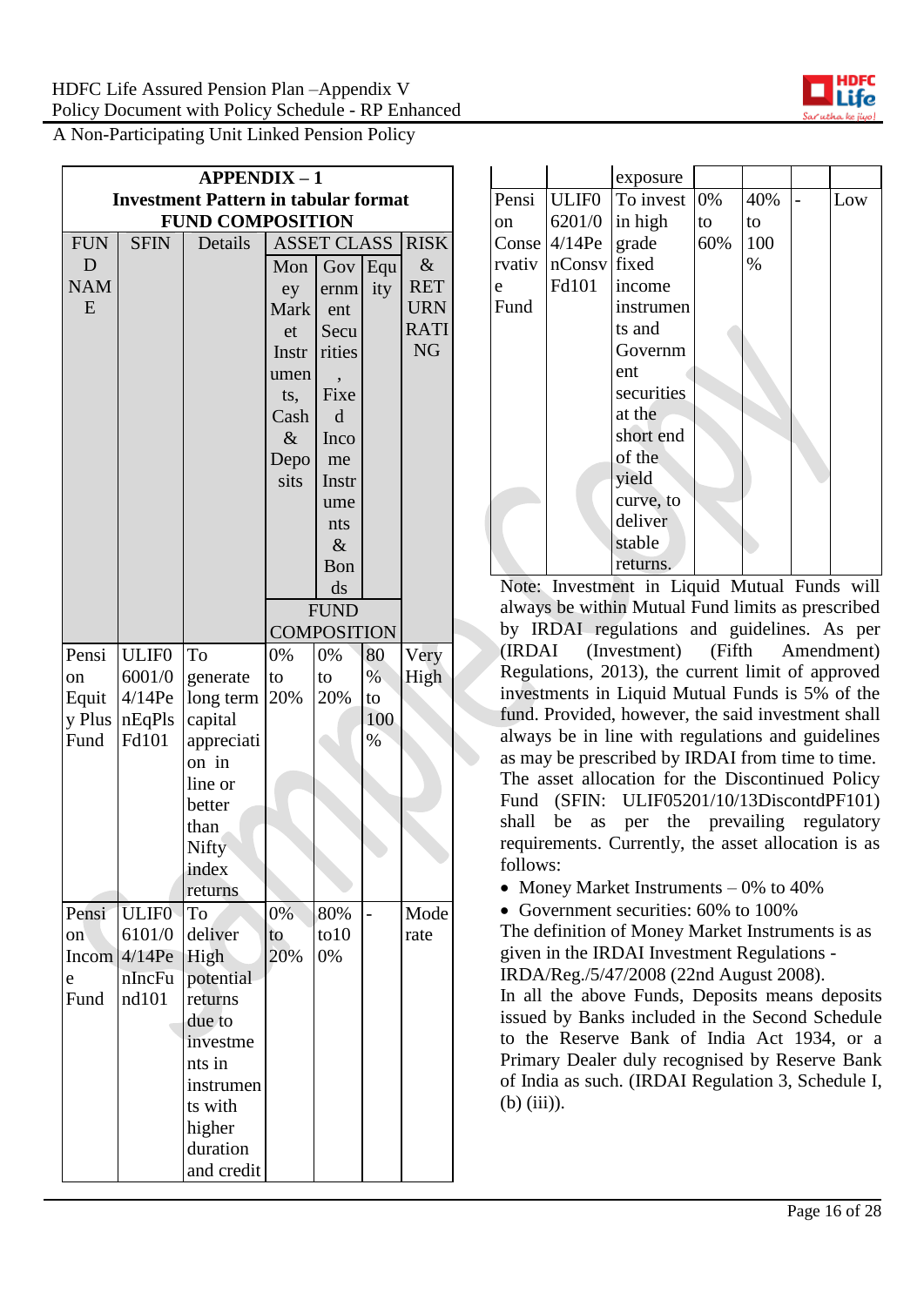## APPENDIX – 1

**Investment Pattern in tabular format**

**FUND COMPOSITION**

| FUND NAME | SFIN | Details | ASSET CLASS | | | RISK & RETURN RATING |
|---|---|---|---|---|---|---|
| | | | Money Market Instruments, Cash & Deposits | Government Securities, Fixed Income Instruments & Bonds | Equity | |
| | | | FUND COMPOSITION | | | |
| Pension Equity Plus Fund | ULIF06001/04/14PenEqPlsFd101 | To generate long term capital appreciation in line or better than Nifty index returns | 0% to 20% | 0% to 20% | 80% to 100% | Very High |
| Pension Income Fund | ULIF06101/04/14PenIncFund101 | To deliver High potential returns due to investments in instruments with higher duration and credit exposure | 0% to 20% | 80% to100% | - | Moderate |
| Pension Conservative Fund | ULIF06201/04/14PenConsvFd101 | To invest in high grade fixed income instruments and Government securities at the short end of the yield curve, to deliver stable returns. | 0% to 60% | 40% to 100% | - | Low |

Note: Investment in Liquid Mutual Funds will always be within Mutual Fund limits as prescribed by IRDAI regulations and guidelines. As per (IRDAI (Investment) (Fifth Amendment) Regulations, 2013), the current limit of approved investments in Liquid Mutual Funds is 5% of the fund. Provided, however, the said investment shall always be in line with regulations and guidelines as may be prescribed by IRDAI from time to time.

The asset allocation for the Discontinued Policy Fund (SFIN: ULIF05201/10/13DiscontdPF101) shall be as per the prevailing regulatory requirements. Currently, the asset allocation is as follows:

- Money Market Instruments – 0% to 40%
- Government securities: 60% to 100%

The definition of Money Market Instruments is as given in the IRDAI Investment Regulations - IRDA/Reg./5/47/2008 (22nd August 2008).

In all the above Funds, Deposits means deposits issued by Banks included in the Second Schedule to the Reserve Bank of India Act 1934, or a Primary Dealer duly recognised by Reserve Bank of India as such. (IRDAI Regulation 3, Schedule I, (b) (iii)).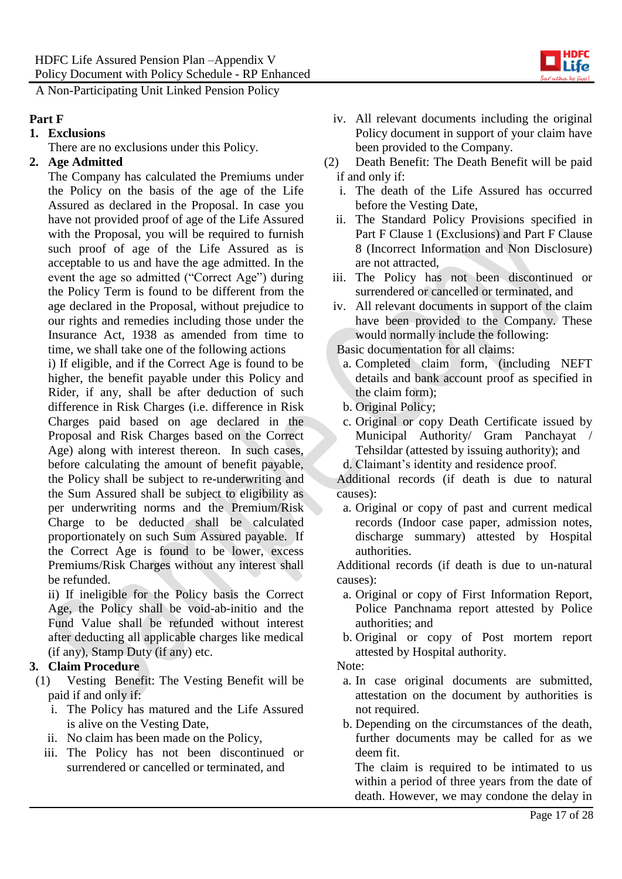## Part F

### 1. Exclusions

There are no exclusions under this Policy.

### 2. Age Admitted

The Company has calculated the Premiums under the Policy on the basis of the age of the Life Assured as declared in the Proposal. In case you have not provided proof of age of the Life Assured with the Proposal, you will be required to furnish such proof of age of the Life Assured as is acceptable to us and have the age admitted. In the event the age so admitted ("Correct Age") during the Policy Term is found to be different from the age declared in the Proposal, without prejudice to our rights and remedies including those under the Insurance Act, 1938 as amended from time to time, we shall take one of the following actions

i) If eligible, and if the Correct Age is found to be higher, the benefit payable under this Policy and Rider, if any, shall be after deduction of such difference in Risk Charges (i.e. difference in Risk Charges paid based on age declared in the Proposal and Risk Charges based on the Correct Age) along with interest thereon. In such cases, before calculating the amount of benefit payable, the Policy shall be subject to re-underwriting and the Sum Assured shall be subject to eligibility as per underwriting norms and the Premium/Risk Charge to be deducted shall be calculated proportionately on such Sum Assured payable. If the Correct Age is found to be lower, excess Premiums/Risk Charges without any interest shall be refunded.

ii) If ineligible for the Policy basis the Correct Age, the Policy shall be void-ab-initio and the Fund Value shall be refunded without interest after deducting all applicable charges like medical (if any), Stamp Duty (if any) etc.

### 3. Claim Procedure

(1) Vesting Benefit: The Vesting Benefit will be paid if and only if:

i. The Policy has matured and the Life Assured is alive on the Vesting Date,
ii. No claim has been made on the Policy,
iii. The Policy has not been discontinued or surrendered or cancelled or terminated, and
iv. All relevant documents including the original Policy document in support of your claim have been provided to the Company.

(2) Death Benefit: The Death Benefit will be paid if and only if:

i. The death of the Life Assured has occurred before the Vesting Date,
ii. The Standard Policy Provisions specified in Part F Clause 1 (Exclusions) and Part F Clause 8 (Incorrect Information and Non Disclosure) are not attracted,
iii. The Policy has not been discontinued or surrendered or cancelled or terminated, and
iv. All relevant documents in support of the claim have been provided to the Company. These would normally include the following:

Basic documentation for all claims:

a. Completed claim form, (including NEFT details and bank account proof as specified in the claim form);
b. Original Policy;
c. Original or copy Death Certificate issued by Municipal Authority/ Gram Panchayat / Tehsildar (attested by issuing authority); and
d. Claimant's identity and residence proof.

Additional records (if death is due to natural causes):

a. Original or copy of past and current medical records (Indoor case paper, admission notes, discharge summary) attested by Hospital authorities.

Additional records (if death is due to un-natural causes):

a. Original or copy of First Information Report, Police Panchnama report attested by Police authorities; and
b. Original or copy of Post mortem report attested by Hospital authority.

Note:

a. In case original documents are submitted, attestation on the document by authorities is not required.
b. Depending on the circumstances of the death, further documents may be called for as we deem fit.

The claim is required to be intimated to us within a period of three years from the date of death. However, we may condone the delay in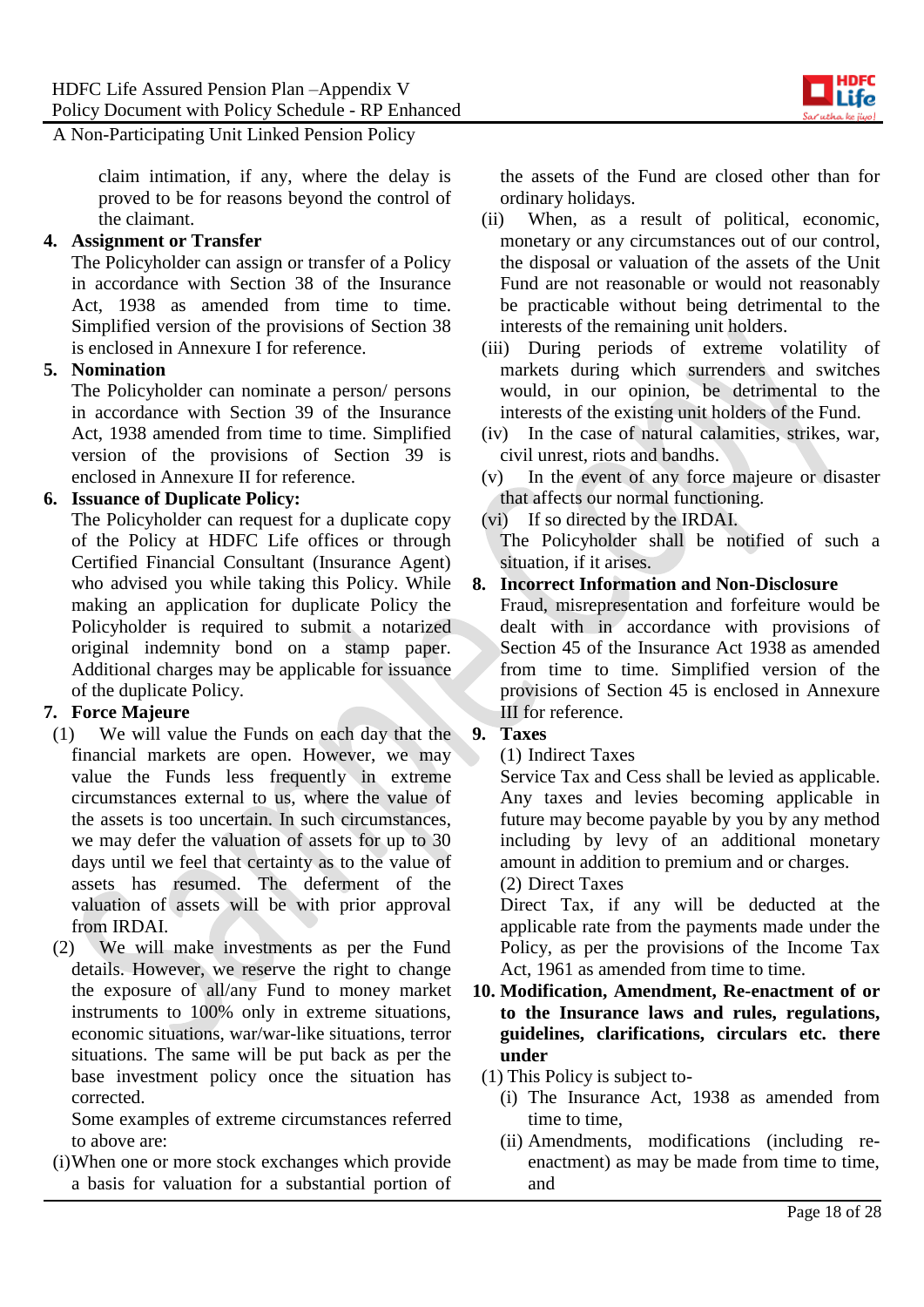claim intimation, if any, where the delay is proved to be for reasons beyond the control of the claimant.

**4. Assignment or Transfer**

The Policyholder can assign or transfer of a Policy in accordance with Section 38 of the Insurance Act, 1938 as amended from time to time. Simplified version of the provisions of Section 38 is enclosed in Annexure I for reference.

**5. Nomination**

The Policyholder can nominate a person/ persons in accordance with Section 39 of the Insurance Act, 1938 amended from time to time. Simplified version of the provisions of Section 39 is enclosed in Annexure II for reference.

**6. Issuance of Duplicate Policy:**

The Policyholder can request for a duplicate copy of the Policy at HDFC Life offices or through Certified Financial Consultant (Insurance Agent) who advised you while taking this Policy. While making an application for duplicate Policy the Policyholder is required to submit a notarized original indemnity bond on a stamp paper. Additional charges may be applicable for issuance of the duplicate Policy.

**7. Force Majeure**

(1) We will value the Funds on each day that the financial markets are open. However, we may value the Funds less frequently in extreme circumstances external to us, where the value of the assets is too uncertain. In such circumstances, we may defer the valuation of assets for up to 30 days until we feel that certainty as to the value of assets has resumed. The deferment of the valuation of assets will be with prior approval from IRDAI.

(2) We will make investments as per the Fund details. However, we reserve the right to change the exposure of all/any Fund to money market instruments to 100% only in extreme situations, economic situations, war/war-like situations, terror situations. The same will be put back as per the base investment policy once the situation has corrected.

Some examples of extreme circumstances referred to above are:

(i) When one or more stock exchanges which provide a basis for valuation for a substantial portion of the assets of the Fund are closed other than for ordinary holidays.

(ii) When, as a result of political, economic, monetary or any circumstances out of our control, the disposal or valuation of the assets of the Unit Fund are not reasonable or would not reasonably be practicable without being detrimental to the interests of the remaining unit holders.

(iii) During periods of extreme volatility of markets during which surrenders and switches would, in our opinion, be detrimental to the interests of the existing unit holders of the Fund.

(iv) In the case of natural calamities, strikes, war, civil unrest, riots and bandhs.

(v) In the event of any force majeure or disaster that affects our normal functioning.

(vi) If so directed by the IRDAI.

The Policyholder shall be notified of such a situation, if it arises.

**8. Incorrect Information and Non-Disclosure**

Fraud, misrepresentation and forfeiture would be dealt with in accordance with provisions of Section 45 of the Insurance Act 1938 as amended from time to time. Simplified version of the provisions of Section 45 is enclosed in Annexure III for reference.

**9. Taxes**

(1) Indirect Taxes

Service Tax and Cess shall be levied as applicable. Any taxes and levies becoming applicable in future may become payable by you by any method including by levy of an additional monetary amount in addition to premium and or charges.

(2) Direct Taxes

Direct Tax, if any will be deducted at the applicable rate from the payments made under the Policy, as per the provisions of the Income Tax Act, 1961 as amended from time to time.

**10. Modification, Amendment, Re-enactment of or to the Insurance laws and rules, regulations, guidelines, clarifications, circulars etc. there under**

(1) This Policy is subject to-

(i) The Insurance Act, 1938 as amended from time to time,

(ii) Amendments, modifications (including re-enactment) as may be made from time to time, and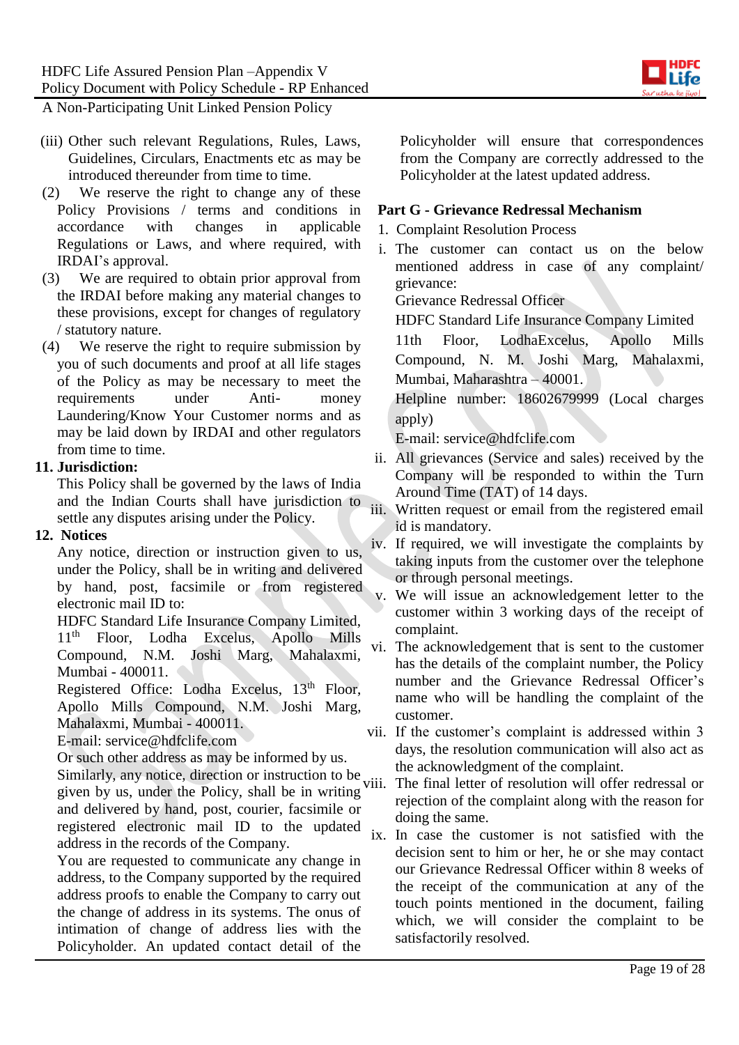(iii) Other such relevant Regulations, Rules, Laws, Guidelines, Circulars, Enactments etc as may be introduced thereunder from time to time.

(2) We reserve the right to change any of these Policy Provisions / terms and conditions in accordance with changes in applicable Regulations or Laws, and where required, with IRDAI's approval.

(3) We are required to obtain prior approval from the IRDAI before making any material changes to these provisions, except for changes of regulatory / statutory nature.

(4) We reserve the right to require submission by you of such documents and proof at all life stages of the Policy as may be necessary to meet the requirements under Anti-money Laundering/Know Your Customer norms and as may be laid down by IRDAI and other regulators from time to time.

**11. Jurisdiction:**

This Policy shall be governed by the laws of India and the Indian Courts shall have jurisdiction to settle any disputes arising under the Policy.

**12. Notices**

Any notice, direction or instruction given to us, under the Policy, shall be in writing and delivered by hand, post, facsimile or from registered electronic mail ID to:

HDFC Standard Life Insurance Company Limited, 11th Floor, Lodha Excelus, Apollo Mills Compound, N.M. Joshi Marg, Mahalaxmi, Mumbai - 400011.

Registered Office: Lodha Excelus, 13th Floor, Apollo Mills Compound, N.M. Joshi Marg, Mahalaxmi, Mumbai - 400011.

E-mail: service@hdfclife.com

Or such other address as may be informed by us.

Similarly, any notice, direction or instruction to be given by us, under the Policy, shall be in writing and delivered by hand, post, courier, facsimile or registered electronic mail ID to the updated address in the records of the Company.

You are requested to communicate any change in address, to the Company supported by the required address proofs to enable the Company to carry out the change of address in its systems. The onus of intimation of change of address lies with the Policyholder. An updated contact detail of the Policyholder will ensure that correspondences from the Company are correctly addressed to the Policyholder at the latest updated address.

## Part G - Grievance Redressal Mechanism

1. Complaint Resolution Process

i. The customer can contact us on the below mentioned address in case of any complaint/ grievance:

   Grievance Redressal Officer

   HDFC Standard Life Insurance Company Limited

   11th Floor, LodhaExcelus, Apollo Mills Compound, N. M. Joshi Marg, Mahalaxmi, Mumbai, Maharashtra – 40001.

   Helpline number: 18602679999 (Local charges apply)

   E-mail: service@hdfclife.com

ii. All grievances (Service and sales) received by the Company will be responded to within the Turn Around Time (TAT) of 14 days.

iii. Written request or email from the registered email id is mandatory.

iv. If required, we will investigate the complaints by taking inputs from the customer over the telephone or through personal meetings.

v. We will issue an acknowledgement letter to the customer within 3 working days of the receipt of complaint.

vi. The acknowledgement that is sent to the customer has the details of the complaint number, the Policy number and the Grievance Redressal Officer's name who will be handling the complaint of the customer.

vii. If the customer's complaint is addressed within 3 days, the resolution communication will also act as the acknowledgment of the complaint.

viii. The final letter of resolution will offer redressal or rejection of the complaint along with the reason for doing the same.

ix. In case the customer is not satisfied with the decision sent to him or her, he or she may contact our Grievance Redressal Officer within 8 weeks of the receipt of the communication at any of the touch points mentioned in the document, failing which, we will consider the complaint to be satisfactorily resolved.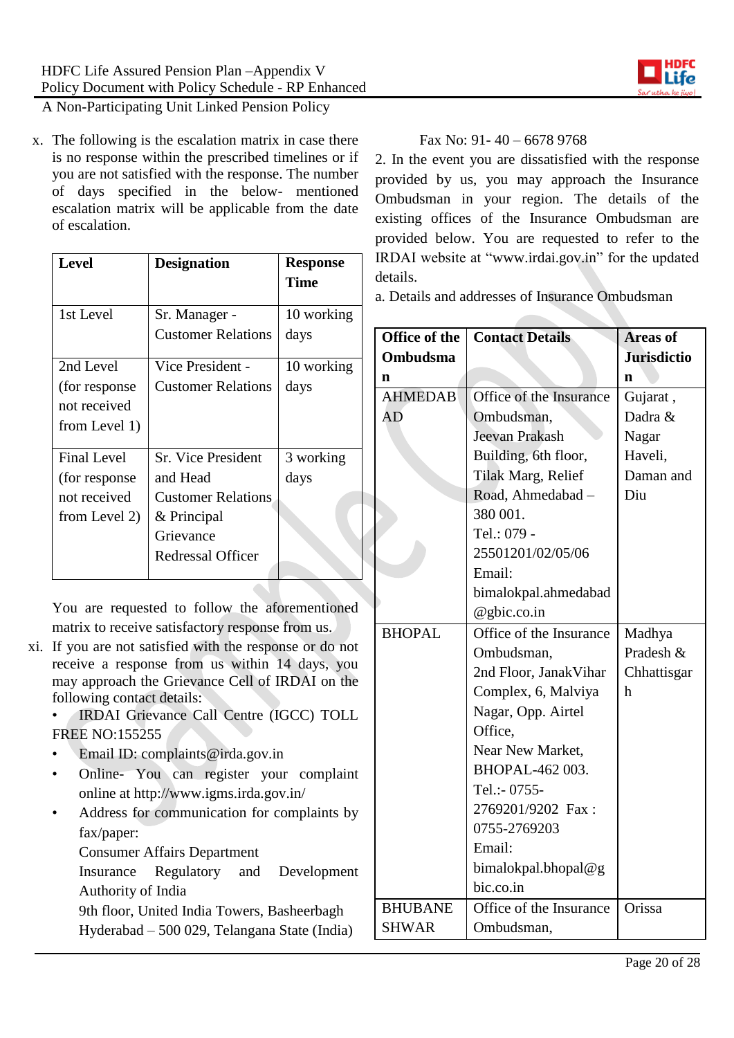x. The following is the escalation matrix in case there is no response within the prescribed timelines or if you are not satisfied with the response. The number of days specified in the below- mentioned escalation matrix will be applicable from the date of escalation.

| Level | Designation | Response Time |
|---|---|---|
| 1st Level | Sr. Manager - Customer Relations | 10 working days |
| 2nd Level (for response not received from Level 1) | Vice President - Customer Relations | 10 working days |
| Final Level (for response not received from Level 2) | Sr. Vice President and Head Customer Relations & Principal Grievance Redressal Officer | 3 working days |

You are requested to follow the aforementioned matrix to receive satisfactory response from us.

xi. If you are not satisfied with the response or do not receive a response from us within 14 days, you may approach the Grievance Cell of IRDAI on the following contact details:

- IRDAI Grievance Call Centre (IGCC) TOLL FREE NO:155255
- Email ID: complaints@irda.gov.in
- Online- You can register your complaint online at http://www.igms.irda.gov.in/
- Address for communication for complaints by fax/paper:
  Consumer Affairs Department
  Insurance Regulatory and Development Authority of India
  9th floor, United India Towers, Basheerbagh
  Hyderabad – 500 029, Telangana State (India)

Fax No: 91- 40 – 6678 9768

2. In the event you are dissatisfied with the response provided by us, you may approach the Insurance Ombudsman in your region. The details of the existing offices of the Insurance Ombudsman are provided below. You are requested to refer to the IRDAI website at "www.irdai.gov.in" for the updated details.

a. Details and addresses of Insurance Ombudsman

| Office of the Ombudsman | Contact Details | Areas of Jurisdiction |
|---|---|---|
| AHMEDABAD | Office of the Insurance Ombudsman, Jeevan Prakash Building, 6th floor, Tilak Marg, Relief Road, Ahmedabad – 380 001. Tel.: 079 - 25501201/02/05/06 Email: bimalokpal.ahmedabad@gbic.co.in | Gujarat , Dadra & Nagar Haveli, Daman and Diu |
| BHOPAL | Office of the Insurance Ombudsman, 2nd Floor, JanakVihar Complex, 6, Malviya Nagar, Opp. Airtel Office, Near New Market, BHOPAL-462 003. Tel.:- 0755-2769201/9202 Fax : 0755-2769203 Email: bimalokpal.bhopal@gbic.co.in | Madhya Pradesh & Chhattisgarh |
| BHUBANESHWAR | Office of the Insurance Ombudsman, | Orissa |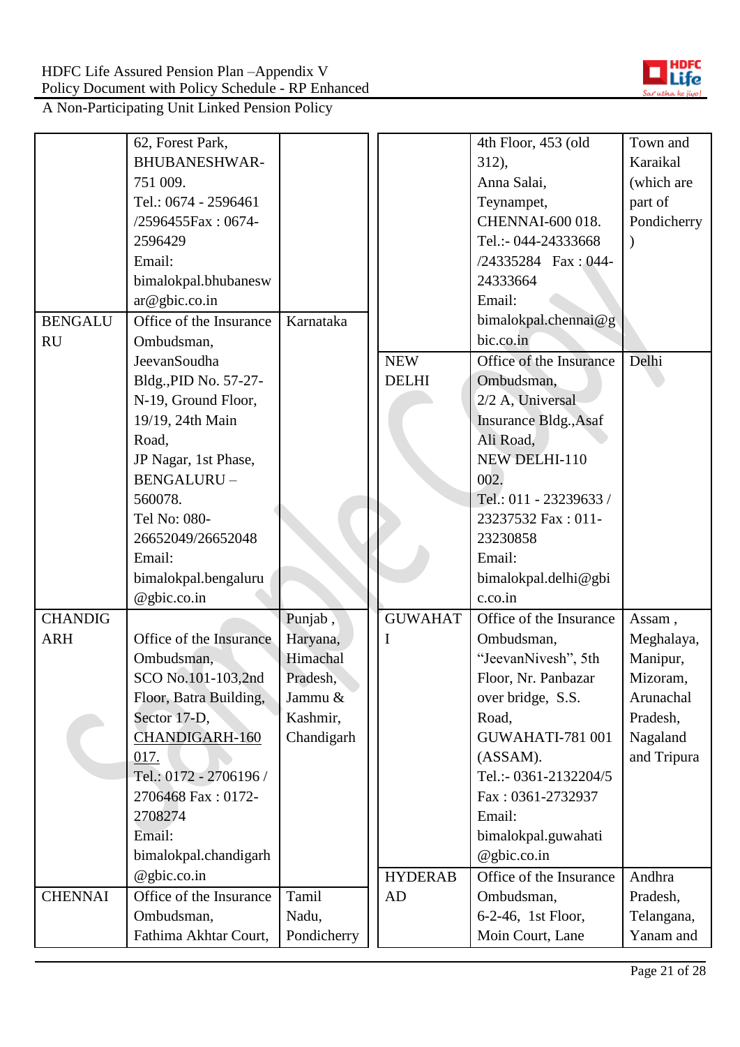| | | |
|---|---|---|
| | 62, Forest Park, BHUBANESHWAR-751 009. Tel.: 0674 - 2596461 /2596455Fax : 0674-2596429 Email: bimalokpal.bhubaneswar@gbic.co.in | |
| BENGALURU | Office of the Insurance Ombudsman, JeevanSoudha Bldg.,PID No. 57-27-N-19, Ground Floor, 19/19, 24th Main Road, JP Nagar, 1st Phase, BENGALURU – 560078. Tel No: 080-26652049/26652048 Email: bimalokpal.bengaluru@gbic.co.in | Karnataka |
| CHANDIGARH | Office of the Insurance Ombudsman, SCO No.101-103,2nd Floor, Batra Building, Sector 17-D, CHANDIGARH-160 017. Tel.: 0172 - 2706196 / 2706468 Fax : 0172-2708274 Email: bimalokpal.chandigarh@gbic.co.in | Punjab , Haryana, Himachal Pradesh, Jammu & Kashmir, Chandigarh |
| CHENNAI | Office of the Insurance Ombudsman, Fathima Akhtar Court, 4th Floor, 453 (old 312), Anna Salai, Teynampet, CHENNAI-600 018. Tel.:- 044-24333668 /24335284 Fax : 044-24333664 Email: bimalokpal.chennai@gbic.co.in | Tamil Nadu, Pondicherry Town and Karaikal (which are part of Pondicherry) |
| NEW DELHI | Office of the Insurance Ombudsman, 2/2 A, Universal Insurance Bldg.,Asaf Ali Road, NEW DELHI-110 002. Tel.: 011 - 23239633 / 23237532 Fax : 011-23230858 Email: bimalokpal.delhi@gbic.co.in | Delhi |
| GUWAHATI | Office of the Insurance Ombudsman, "JeevanNivesh", 5th Floor, Nr. Panbazar over bridge, S.S. Road, GUWAHATI-781 001 (ASSAM). Tel.:- 0361-2132204/5 Fax : 0361-2732937 Email: bimalokpal.guwahati@gbic.co.in | Assam , Meghalaya, Manipur, Mizoram, Arunachal Pradesh, Nagaland and Tripura |
| HYDERABAD | Office of the Insurance Ombudsman, 6-2-46, 1st Floor, Moin Court, Lane | Andhra Pradesh, Telangana, Yanam and |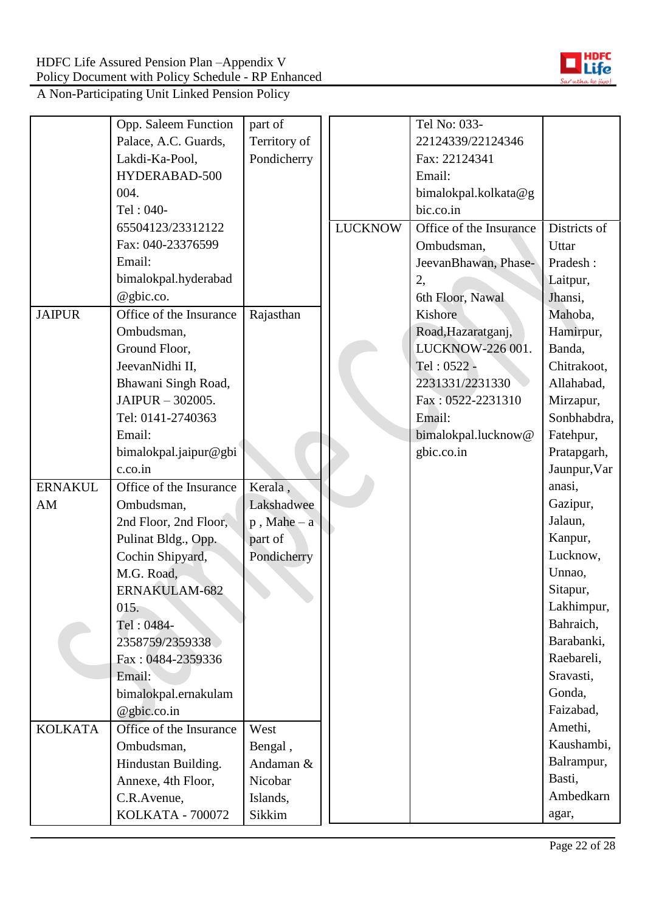| | | |
|---|---|---|
| | Opp. Saleem Function Palace, A.C. Guards, Lakdi-Ka-Pool, HYDERABAD-500 004. Tel : 040-65504123/23312122 Fax: 040-23376599 Email: bimalokpal.hyderabad @gbic.co. | part of Territory of Pondicherry |
| JAIPUR | Office of the Insurance Ombudsman, Ground Floor, JeevanNidhi II, Bhawani Singh Road, JAIPUR – 302005. Tel: 0141-2740363 Email: bimalokpal.jaipur@gbic.co.in | Rajasthan |
| ERNAKULAM | Office of the Insurance Ombudsman, 2nd Floor, 2nd Floor, Pulinat Bldg., Opp. Cochin Shipyard, M.G. Road, ERNAKULAM-682 015. Tel : 0484-2358759/2359338 Fax : 0484-2359336 Email: bimalokpal.ernakulam @gbic.co.in | Kerala , Lakshadweep , Mahe – a part of Pondicherry |
| KOLKATA | Office of the Insurance Ombudsman, Hindustan Building. Annexe, 4th Floor, C.R.Avenue, KOLKATA - 700072 | West Bengal , Andaman & Nicobar Islands, Sikkim |

| | | |
|---|---|---|
| | Tel No: 033-22124339/22124346 Fax: 22124341 Email: bimalokpal.kolkata@gbic.co.in | |
| LUCKNOW | Office of the Insurance Ombudsman, JeevanBhawan, Phase-2, 6th Floor, Nawal Kishore Road,Hazaratganj, LUCKNOW-226 001. Tel : 0522 -2231331/2231330 Fax : 0522-2231310 Email: bimalokpal.lucknow@gbic.co.in | Districts of Uttar Pradesh : Laitpur, Jhansi, Mahoba, Hamirpur, Banda, Chitrakoot, Allahabad, Mirzapur, Sonbhabdra, Fatehpur, Pratapgarh, Jaunpur,Varanasi, Gazipur, Jalaun, Kanpur, Lucknow, Unnao, Sitapur, Lakhimpur, Bahraich, Barabanki, Raebareli, Sravasti, Gonda, Faizabad, Amethi, Kaushambi, Balrampur, Basti, Ambedkarnagar, |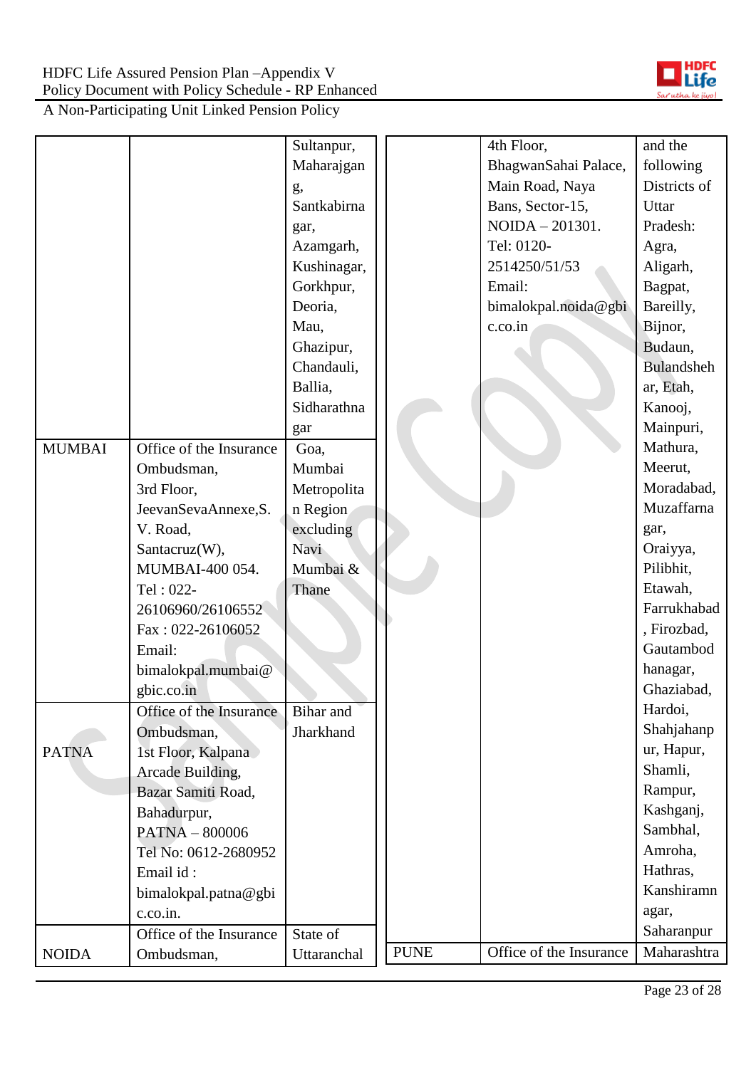| | | |
|---|---|---|
| | | Sultanpur, Maharajganj, Santkabirnagar, Azamgarh, Kushinagar, Gorkhpur, Deoria, Mau, Ghazipur, Chandauli, Ballia, Sidharathnagar |
| MUMBAI | Office of the Insurance Ombudsman, 3rd Floor, JeevanSevaAnnexe,S. V. Road, Santacruz(W), MUMBAI-400 054. Tel : 022-26106960/26106552 Fax : 022-26106052 Email: bimalokpal.mumbai@gbic.co.in | Goa, Mumbai Metropolitan Region excluding Navi Mumbai & Thane |
| PATNA | Office of the Insurance Ombudsman, 1st Floor, Kalpana Arcade Building, Bazar Samiti Road, Bahadurpur, PATNA – 800006 Tel No: 0612-2680952 Email id : bimalokpal.patna@gbic.co.in. | Bihar and Jharkhand |
| NOIDA | Office of the Insurance Ombudsman, 4th Floor, BhagwanSahai Palace, Main Road, Naya Bans, Sector-15, NOIDA – 201301. Tel: 0120-2514250/51/53 Email: bimalokpal.noida@gbic.co.in | State of Uttaranchal and the following Districts of Uttar Pradesh: Agra, Aligarh, Bagpat, Bareilly, Bijnor, Budaun, Bulandshehar, Etah, Kanooj, Mainpuri, Mathura, Meerut, Moradabad, Muzaffarnagar, Oraiyya, Pilibhit, Etawah, Farrukhabad, Firozbad, Gautambodhanagar, Ghaziabad, Hardoi, Shahjahanpur, Hapur, Shamli, Rampur, Kashganj, Sambhal, Amroha, Hathras, Kanshiramnagar, Saharanpur |
| PUNE | Office of the Insurance | Maharashtra |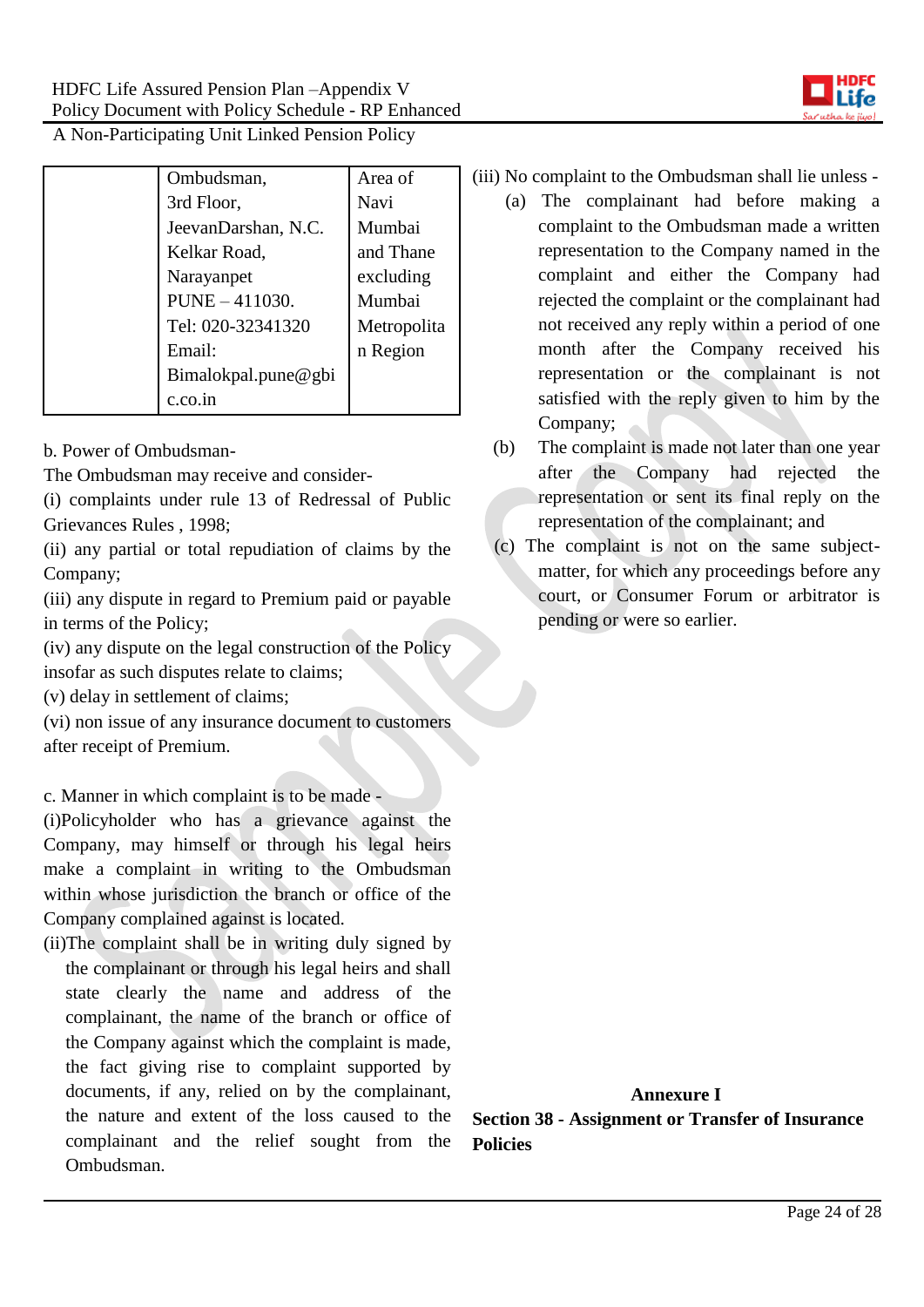| | | |
|---|---|---|
| | Ombudsman, 3rd Floor, JeevanDarshan, N.C. Kelkar Road, Narayanpet PUNE – 411030. Tel: 020-32341320 Email: Bimalokpal.pune@gbic.co.in | Area of Navi Mumbai and Thane excluding Mumbai Metropolitan Region |

b. Power of Ombudsman-

The Ombudsman may receive and consider-

(i) complaints under rule 13 of Redressal of Public Grievances Rules , 1998;

(ii) any partial or total repudiation of claims by the Company;

(iii) any dispute in regard to Premium paid or payable in terms of the Policy;

(iv) any dispute on the legal construction of the Policy insofar as such disputes relate to claims;

(v) delay in settlement of claims;

(vi) non issue of any insurance document to customers after receipt of Premium.

c. Manner in which complaint is to be made -

(i)Policyholder who has a grievance against the Company, may himself or through his legal heirs make a complaint in writing to the Ombudsman within whose jurisdiction the branch or office of the Company complained against is located.

(ii)The complaint shall be in writing duly signed by the complainant or through his legal heirs and shall state clearly the name and address of the complainant, the name of the branch or office of the Company against which the complaint is made, the fact giving rise to complaint supported by documents, if any, relied on by the complainant, the nature and extent of the loss caused to the complainant and the relief sought from the Ombudsman.

(iii) No complaint to the Ombudsman shall lie unless -

(a) The complainant had before making a complaint to the Ombudsman made a written representation to the Company named in the complaint and either the Company had rejected the complaint or the complainant had not received any reply within a period of one month after the Company received his representation or the complainant is not satisfied with the reply given to him by the Company;

(b) The complaint is made not later than one year after the Company had rejected the representation or sent its final reply on the representation of the complainant; and

(c) The complaint is not on the same subject-matter, for which any proceedings before any court, or Consumer Forum or arbitrator is pending or were so earlier.

**Annexure I**

**Section 38 - Assignment or Transfer of Insurance Policies**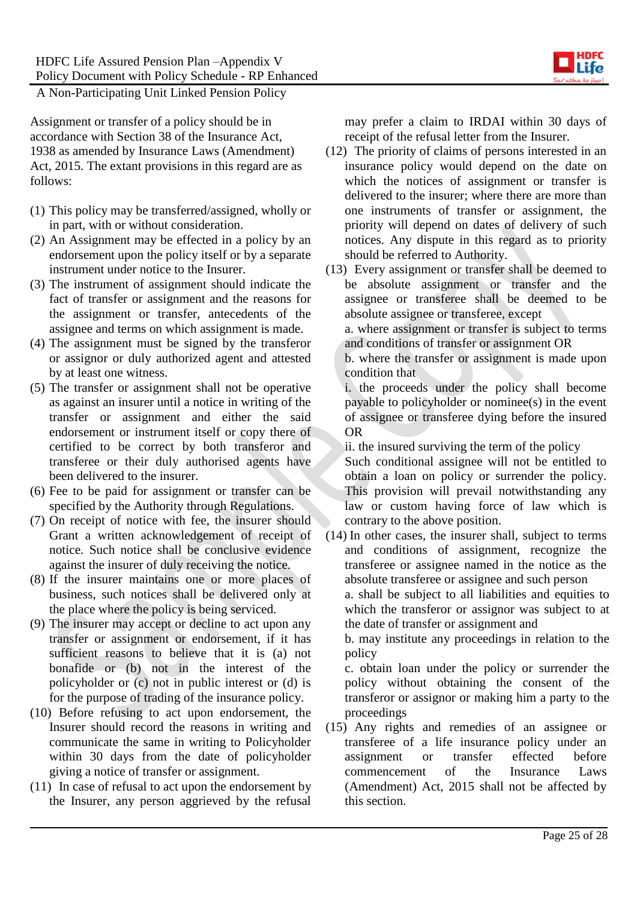Assignment or transfer of a policy should be in accordance with Section 38 of the Insurance Act, 1938 as amended by Insurance Laws (Amendment) Act, 2015. The extant provisions in this regard are as follows:

(1) This policy may be transferred/assigned, wholly or in part, with or without consideration.

(2) An Assignment may be effected in a policy by an endorsement upon the policy itself or by a separate instrument under notice to the Insurer.

(3) The instrument of assignment should indicate the fact of transfer or assignment and the reasons for the assignment or transfer, antecedents of the assignee and terms on which assignment is made.

(4) The assignment must be signed by the transferor or assignor or duly authorized agent and attested by at least one witness.

(5) The transfer or assignment shall not be operative as against an insurer until a notice in writing of the transfer or assignment and either the said endorsement or instrument itself or copy there of certified to be correct by both transferor and transferee or their duly authorised agents have been delivered to the insurer.

(6) Fee to be paid for assignment or transfer can be specified by the Authority through Regulations.

(7) On receipt of notice with fee, the insurer should Grant a written acknowledgement of receipt of notice. Such notice shall be conclusive evidence against the insurer of duly receiving the notice.

(8) If the insurer maintains one or more places of business, such notices shall be delivered only at the place where the policy is being serviced.

(9) The insurer may accept or decline to act upon any transfer or assignment or endorsement, if it has sufficient reasons to believe that it is (a) not bonafide or (b) not in the interest of the policyholder or (c) not in public interest or (d) is for the purpose of trading of the insurance policy.

(10) Before refusing to act upon endorsement, the Insurer should record the reasons in writing and communicate the same in writing to Policyholder within 30 days from the date of policyholder giving a notice of transfer or assignment.

(11) In case of refusal to act upon the endorsement by the Insurer, any person aggrieved by the refusal may prefer a claim to IRDAI within 30 days of receipt of the refusal letter from the Insurer.

(12) The priority of claims of persons interested in an insurance policy would depend on the date on which the notices of assignment or transfer is delivered to the insurer; where there are more than one instruments of transfer or assignment, the priority will depend on dates of delivery of such notices. Any dispute in this regard as to priority should be referred to Authority.

(13) Every assignment or transfer shall be deemed to be absolute assignment or transfer and the assignee or transferee shall be deemed to be absolute assignee or transferee, except
a. where assignment or transfer is subject to terms and conditions of transfer or assignment OR
b. where the transfer or assignment is made upon condition that
i. the proceeds under the policy shall become payable to policyholder or nominee(s) in the event of assignee or transferee dying before the insured OR
ii. the insured surviving the term of the policy
Such conditional assignee will not be entitled to obtain a loan on policy or surrender the policy. This provision will prevail notwithstanding any law or custom having force of law which is contrary to the above position.

(14) In other cases, the insurer shall, subject to terms and conditions of assignment, recognize the transferee or assignee named in the notice as the absolute transferee or assignee and such person
a. shall be subject to all liabilities and equities to which the transferor or assignor was subject to at the date of transfer or assignment and
b. may institute any proceedings in relation to the policy
c. obtain loan under the policy or surrender the policy without obtaining the consent of the transferor or assignor or making him a party to the proceedings

(15) Any rights and remedies of an assignee or transferee of a life insurance policy under an assignment or transfer effected before commencement of the Insurance Laws (Amendment) Act, 2015 shall not be affected by this section.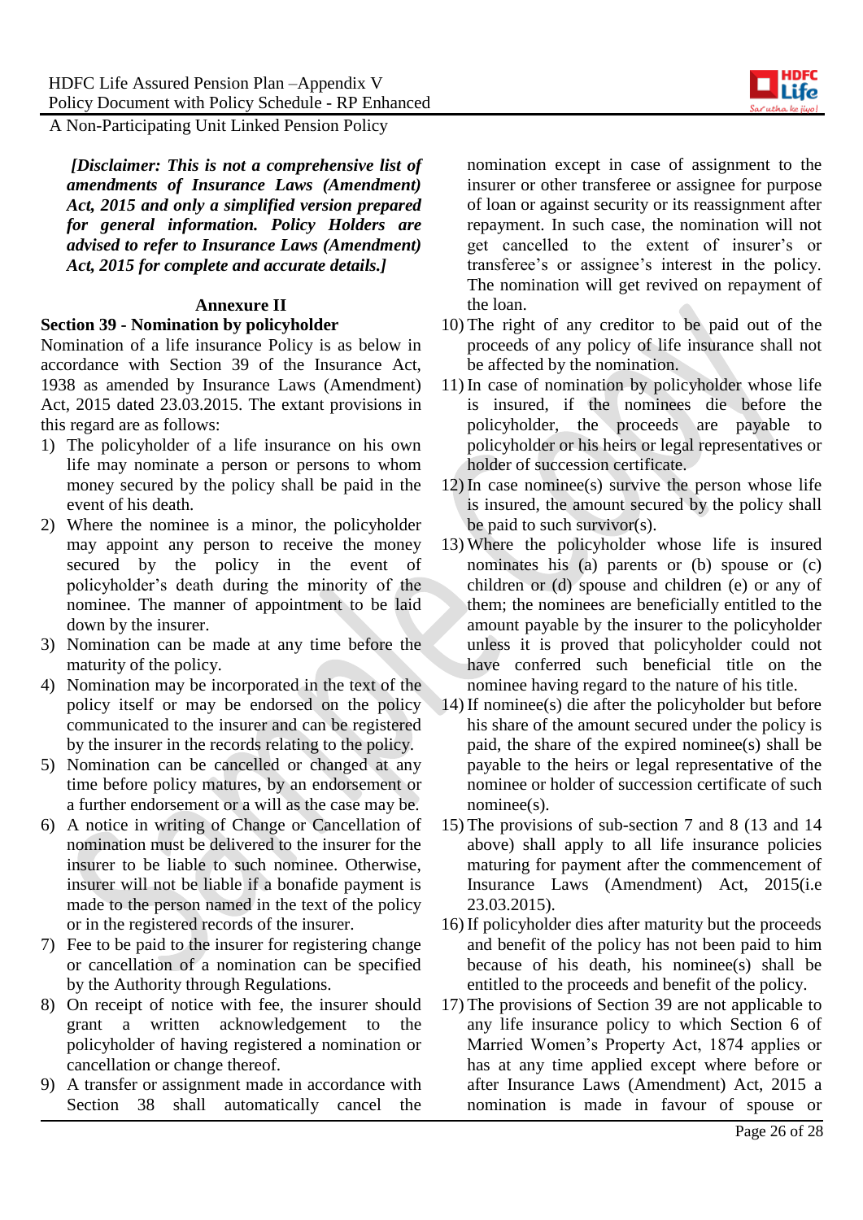***[Disclaimer: This is not a comprehensive list of amendments of Insurance Laws (Amendment) Act, 2015 and only a simplified version prepared for general information. Policy Holders are advised to refer to Insurance Laws (Amendment) Act, 2015 for complete and accurate details.]***

## Annexure II

### Section 39 - Nomination by policyholder

Nomination of a life insurance Policy is as below in accordance with Section 39 of the Insurance Act, 1938 as amended by Insurance Laws (Amendment) Act, 2015 dated 23.03.2015. The extant provisions in this regard are as follows:

1) The policyholder of a life insurance on his own life may nominate a person or persons to whom money secured by the policy shall be paid in the event of his death.
2) Where the nominee is a minor, the policyholder may appoint any person to receive the money secured by the policy in the event of policyholder's death during the minority of the nominee. The manner of appointment to be laid down by the insurer.
3) Nomination can be made at any time before the maturity of the policy.
4) Nomination may be incorporated in the text of the policy itself or may be endorsed on the policy communicated to the insurer and can be registered by the insurer in the records relating to the policy.
5) Nomination can be cancelled or changed at any time before policy matures, by an endorsement or a further endorsement or a will as the case may be.
6) A notice in writing of Change or Cancellation of nomination must be delivered to the insurer for the insurer to be liable to such nominee. Otherwise, insurer will not be liable if a bonafide payment is made to the person named in the text of the policy or in the registered records of the insurer.
7) Fee to be paid to the insurer for registering change or cancellation of a nomination can be specified by the Authority through Regulations.
8) On receipt of notice with fee, the insurer should grant a written acknowledgement to the policyholder of having registered a nomination or cancellation or change thereof.
9) A transfer or assignment made in accordance with Section 38 shall automatically cancel the nomination except in case of assignment to the insurer or other transferee or assignee for purpose of loan or against security or its reassignment after repayment. In such case, the nomination will not get cancelled to the extent of insurer's or transferee's or assignee's interest in the policy. The nomination will get revived on repayment of the loan.
10) The right of any creditor to be paid out of the proceeds of any policy of life insurance shall not be affected by the nomination.
11) In case of nomination by policyholder whose life is insured, if the nominees die before the policyholder, the proceeds are payable to policyholder or his heirs or legal representatives or holder of succession certificate.
12) In case nominee(s) survive the person whose life is insured, the amount secured by the policy shall be paid to such survivor(s).
13) Where the policyholder whose life is insured nominates his (a) parents or (b) spouse or (c) children or (d) spouse and children (e) or any of them; the nominees are beneficially entitled to the amount payable by the insurer to the policyholder unless it is proved that policyholder could not have conferred such beneficial title on the nominee having regard to the nature of his title.
14) If nominee(s) die after the policyholder but before his share of the amount secured under the policy is paid, the share of the expired nominee(s) shall be payable to the heirs or legal representative of the nominee or holder of succession certificate of such nominee(s).
15) The provisions of sub-section 7 and 8 (13 and 14 above) shall apply to all life insurance policies maturing for payment after the commencement of Insurance Laws (Amendment) Act, 2015(i.e 23.03.2015).
16) If policyholder dies after maturity but the proceeds and benefit of the policy has not been paid to him because of his death, his nominee(s) shall be entitled to the proceeds and benefit of the policy.
17) The provisions of Section 39 are not applicable to any life insurance policy to which Section 6 of Married Women's Property Act, 1874 applies or has at any time applied except where before or after Insurance Laws (Amendment) Act, 2015 a nomination is made in favour of spouse or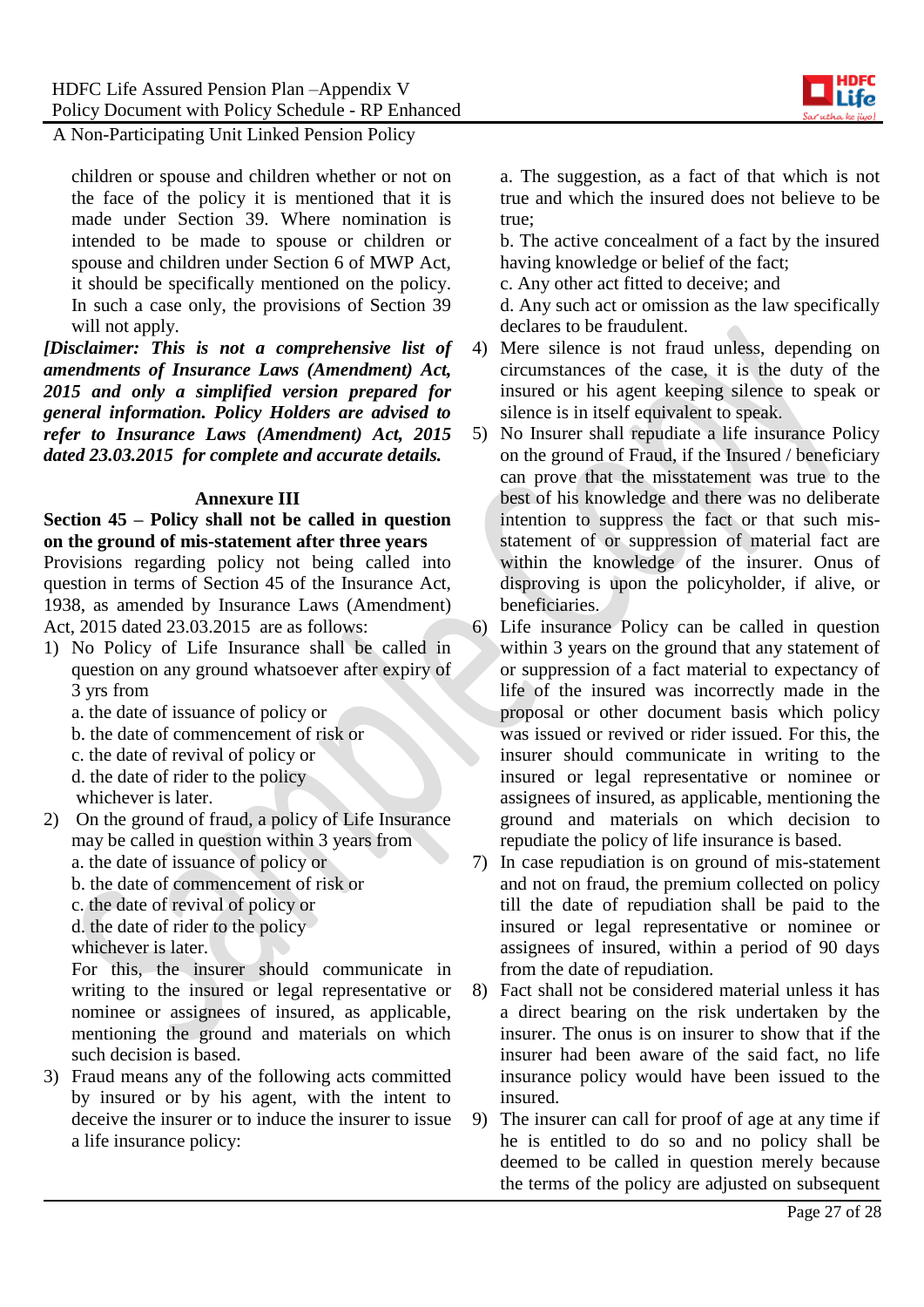children or spouse and children whether or not on the face of the policy it is mentioned that it is made under Section 39. Where nomination is intended to be made to spouse or children or spouse and children under Section 6 of MWP Act, it should be specifically mentioned on the policy. In such a case only, the provisions of Section 39 will not apply.

***[Disclaimer: This is not a comprehensive list of amendments of Insurance Laws (Amendment) Act, 2015 and only a simplified version prepared for general information. Policy Holders are advised to refer to Insurance Laws (Amendment) Act, 2015 dated 23.03.2015 for complete and accurate details.***

## Annexure III

**Section 45 – Policy shall not be called in question on the ground of mis-statement after three years**

Provisions regarding policy not being called into question in terms of Section 45 of the Insurance Act, 1938, as amended by Insurance Laws (Amendment) Act, 2015 dated 23.03.2015 are as follows:

1) No Policy of Life Insurance shall be called in question on any ground whatsoever after expiry of 3 yrs from
   a. the date of issuance of policy or
   b. the date of commencement of risk or
   c. the date of revival of policy or
   d. the date of rider to the policy
   whichever is later.
2) On the ground of fraud, a policy of Life Insurance may be called in question within 3 years from
   a. the date of issuance of policy or
   b. the date of commencement of risk or
   c. the date of revival of policy or
   d. the date of rider to the policy
   whichever is later.
   For this, the insurer should communicate in writing to the insured or legal representative or nominee or assignees of insured, as applicable, mentioning the ground and materials on which such decision is based.
3) Fraud means any of the following acts committed by insured or by his agent, with the intent to deceive the insurer or to induce the insurer to issue a life insurance policy:
   a. The suggestion, as a fact of that which is not true and which the insured does not believe to be true;
   b. The active concealment of a fact by the insured having knowledge or belief of the fact;
   c. Any other act fitted to deceive; and
   d. Any such act or omission as the law specifically declares to be fraudulent.
4) Mere silence is not fraud unless, depending on circumstances of the case, it is the duty of the insured or his agent keeping silence to speak or silence is in itself equivalent to speak.
5) No Insurer shall repudiate a life insurance Policy on the ground of Fraud, if the Insured / beneficiary can prove that the misstatement was true to the best of his knowledge and there was no deliberate intention to suppress the fact or that such mis-statement of or suppression of material fact are within the knowledge of the insurer. Onus of disproving is upon the policyholder, if alive, or beneficiaries.
6) Life insurance Policy can be called in question within 3 years on the ground that any statement of or suppression of a fact material to expectancy of life of the insured was incorrectly made in the proposal or other document basis which policy was issued or revived or rider issued. For this, the insurer should communicate in writing to the insured or legal representative or nominee or assignees of insured, as applicable, mentioning the ground and materials on which decision to repudiate the policy of life insurance is based.
7) In case repudiation is on ground of mis-statement and not on fraud, the premium collected on policy till the date of repudiation shall be paid to the insured or legal representative or nominee or assignees of insured, within a period of 90 days from the date of repudiation.
8) Fact shall not be considered material unless it has a direct bearing on the risk undertaken by the insurer. The onus is on insurer to show that if the insurer had been aware of the said fact, no life insurance policy would have been issued to the insured.
9) The insurer can call for proof of age at any time if he is entitled to do so and no policy shall be deemed to be called in question merely because the terms of the policy are adjusted on subsequent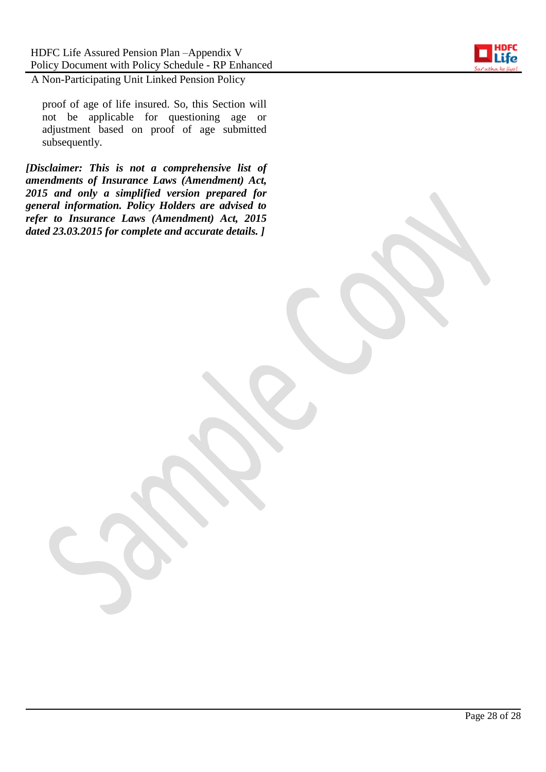proof of age of life insured. So, this Section will not be applicable for questioning age or adjustment based on proof of age submitted subsequently.

***[Disclaimer: This is not a comprehensive list of amendments of Insurance Laws (Amendment) Act, 2015 and only a simplified version prepared for general information. Policy Holders are advised to refer to Insurance Laws (Amendment) Act, 2015 dated 23.03.2015 for complete and accurate details. ]***